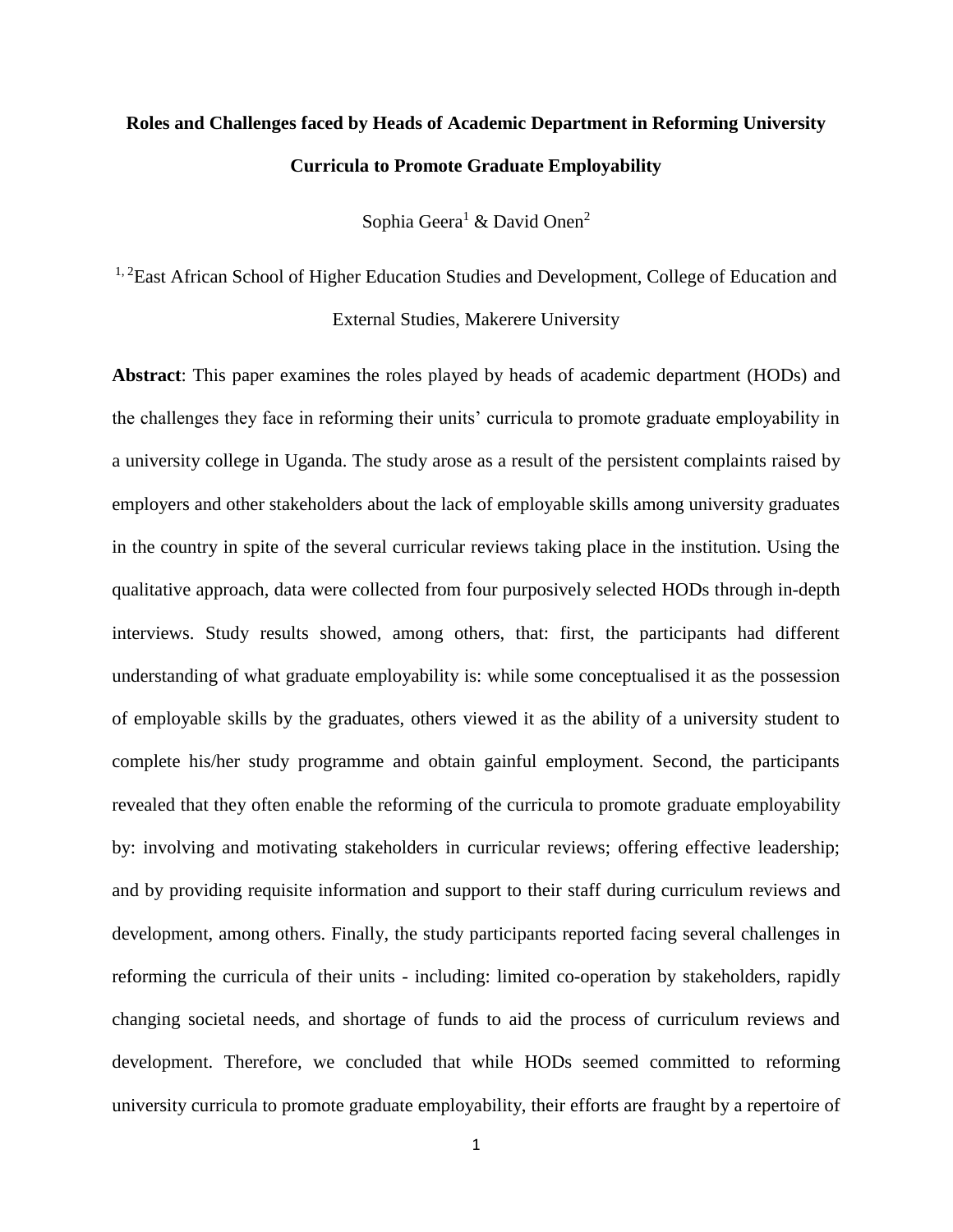# Roles and Challenges faced by Heads of Academic Department in Reforming University Curricula to Promote Graduate Employability

Sophia Geera[1] & David Onen[2]

[1, 2]East African School of Higher Education Studies and Development, College of Education and External Studies, Makerere University

**Abstract**: This paper examines the roles played by heads of academic department (HODs) and the challenges they face in reforming their units' curricula to promote graduate employability in a university college in Uganda. The study arose as a result of the persistent complaints raised by employers and other stakeholders about the lack of employable skills among university graduates in the country in spite of the several curricular reviews taking place in the institution. Using the qualitative approach, data were collected from four purposively selected HODs through in-depth interviews. Study results showed, among others, that: first, the participants had different understanding of what graduate employability is: while some conceptualised it as the possession of employable skills by the graduates, others viewed it as the ability of a university student to complete his/her study programme and obtain gainful employment. Second, the participants revealed that they often enable the reforming of the curricula to promote graduate employability by: involving and motivating stakeholders in curricular reviews; offering effective leadership; and by providing requisite information and support to their staff during curriculum reviews and development, among others. Finally, the study participants reported facing several challenges in reforming the curricula of their units - including: limited co-operation by stakeholders, rapidly changing societal needs, and shortage of funds to aid the process of curriculum reviews and development. Therefore, we concluded that while HODs seemed committed to reforming university curricula to promote graduate employability, their efforts are fraught by a repertoire of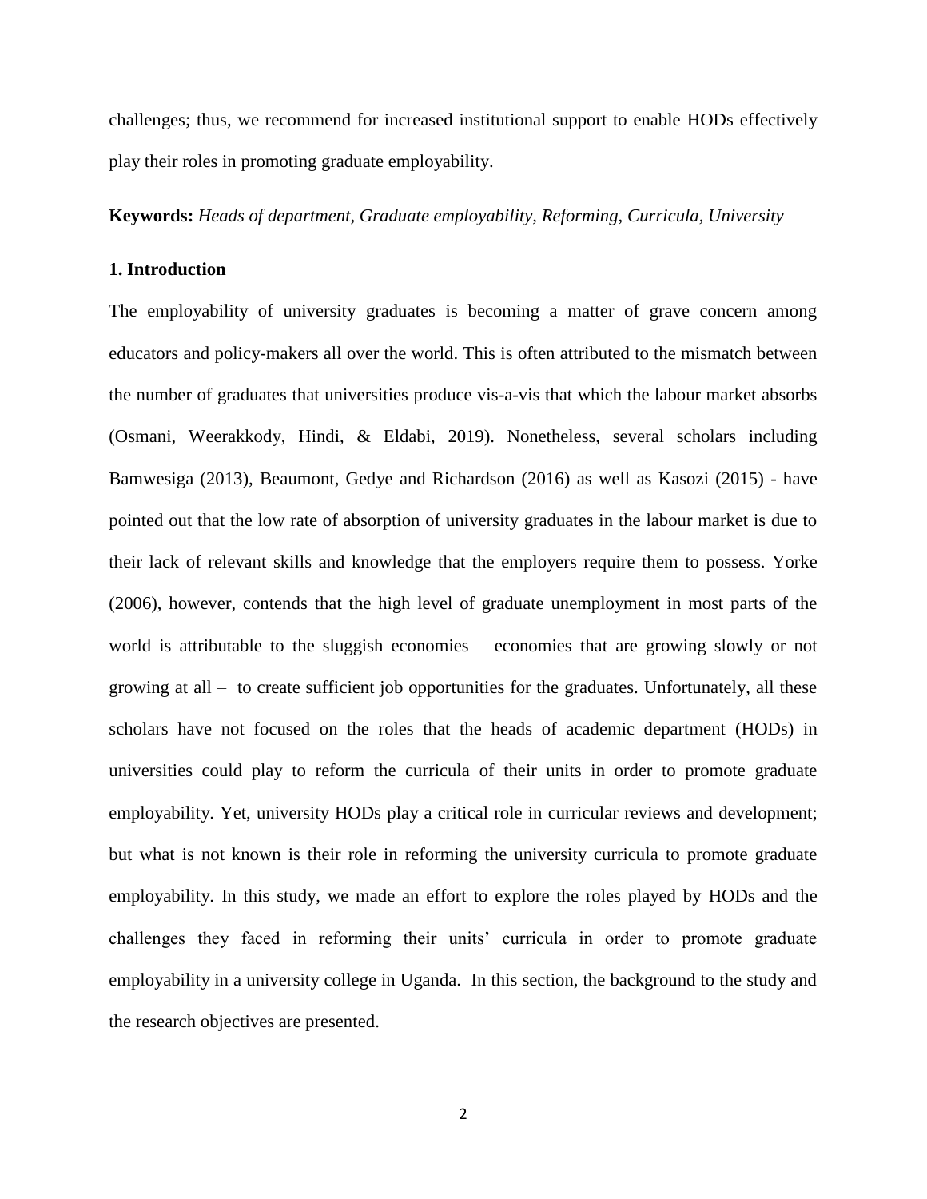challenges; thus, we recommend for increased institutional support to enable HODs effectively play their roles in promoting graduate employability.

**Keywords:** *Heads of department, Graduate employability, Reforming, Curricula, University*

## 1. Introduction

The employability of university graduates is becoming a matter of grave concern among educators and policy-makers all over the world. This is often attributed to the mismatch between the number of graduates that universities produce vis-a-vis that which the labour market absorbs (Osmani, Weerakkody, Hindi, & Eldabi, 2019). Nonetheless, several scholars including Bamwesiga (2013), Beaumont, Gedye and Richardson (2016) as well as Kasozi (2015) - have pointed out that the low rate of absorption of university graduates in the labour market is due to their lack of relevant skills and knowledge that the employers require them to possess. Yorke (2006), however, contends that the high level of graduate unemployment in most parts of the world is attributable to the sluggish economies – economies that are growing slowly or not growing at all – to create sufficient job opportunities for the graduates. Unfortunately, all these scholars have not focused on the roles that the heads of academic department (HODs) in universities could play to reform the curricula of their units in order to promote graduate employability. Yet, university HODs play a critical role in curricular reviews and development; but what is not known is their role in reforming the university curricula to promote graduate employability. In this study, we made an effort to explore the roles played by HODs and the challenges they faced in reforming their units' curricula in order to promote graduate employability in a university college in Uganda. In this section, the background to the study and the research objectives are presented.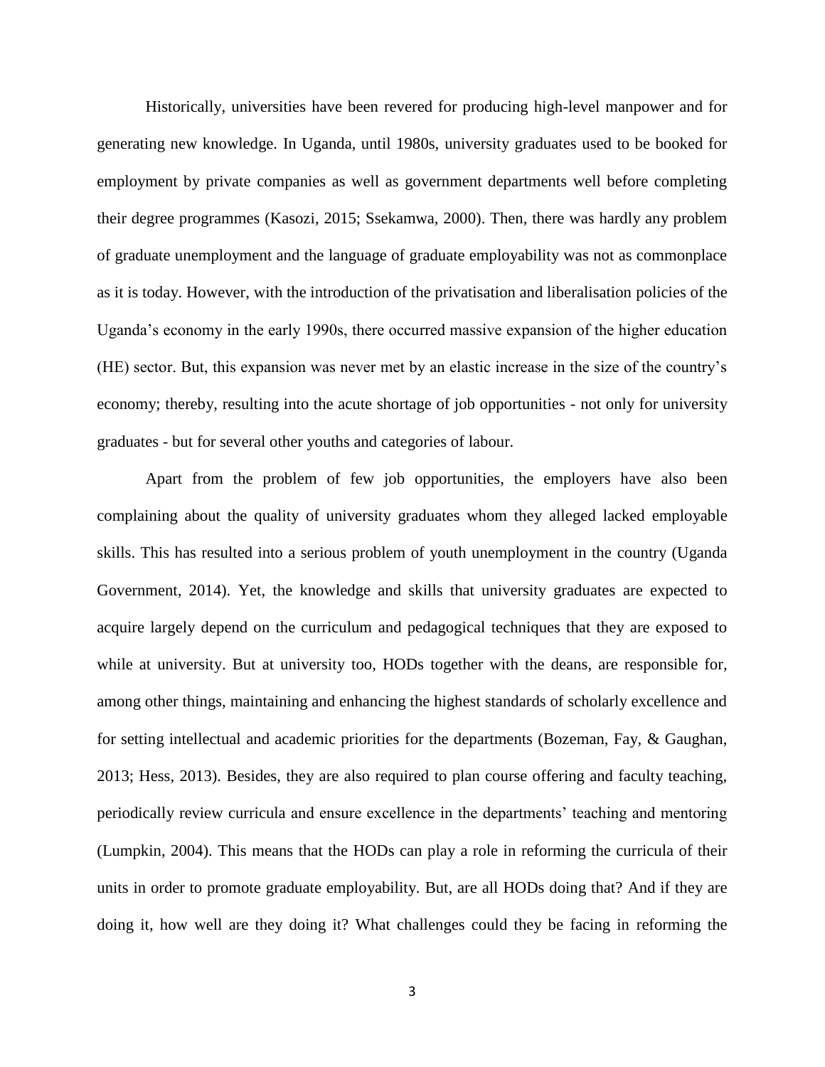Historically, universities have been revered for producing high-level manpower and for generating new knowledge. In Uganda, until 1980s, university graduates used to be booked for employment by private companies as well as government departments well before completing their degree programmes (Kasozi, 2015; Ssekamwa, 2000). Then, there was hardly any problem of graduate unemployment and the language of graduate employability was not as commonplace as it is today. However, with the introduction of the privatisation and liberalisation policies of the Uganda's economy in the early 1990s, there occurred massive expansion of the higher education (HE) sector. But, this expansion was never met by an elastic increase in the size of the country's economy; thereby, resulting into the acute shortage of job opportunities - not only for university graduates - but for several other youths and categories of labour.

Apart from the problem of few job opportunities, the employers have also been complaining about the quality of university graduates whom they alleged lacked employable skills. This has resulted into a serious problem of youth unemployment in the country (Uganda Government, 2014). Yet, the knowledge and skills that university graduates are expected to acquire largely depend on the curriculum and pedagogical techniques that they are exposed to while at university. But at university too, HODs together with the deans, are responsible for, among other things, maintaining and enhancing the highest standards of scholarly excellence and for setting intellectual and academic priorities for the departments (Bozeman, Fay, & Gaughan, 2013; Hess, 2013). Besides, they are also required to plan course offering and faculty teaching, periodically review curricula and ensure excellence in the departments' teaching and mentoring (Lumpkin, 2004). This means that the HODs can play a role in reforming the curricula of their units in order to promote graduate employability. But, are all HODs doing that? And if they are doing it, how well are they doing it? What challenges could they be facing in reforming the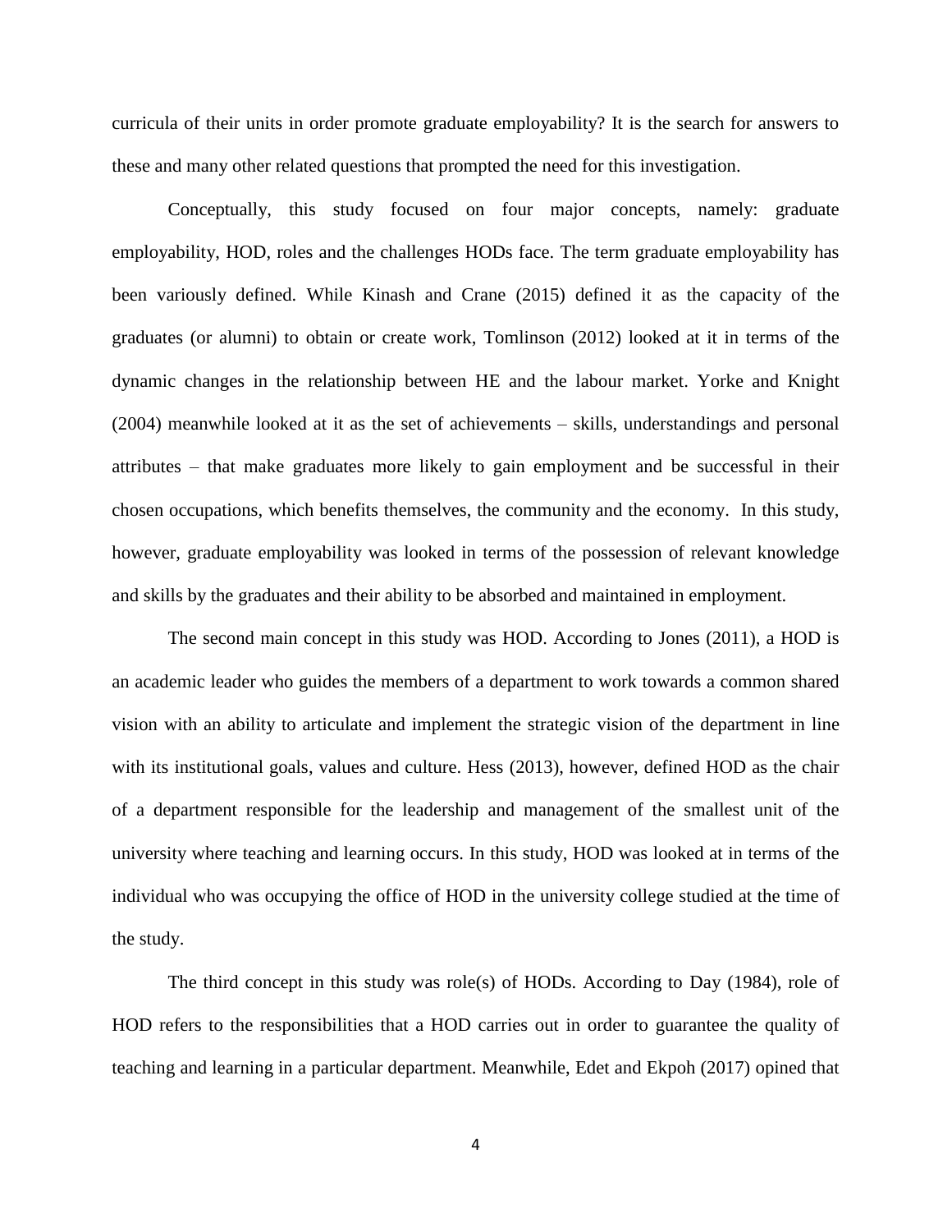curricula of their units in order promote graduate employability? It is the search for answers to these and many other related questions that prompted the need for this investigation.

Conceptually, this study focused on four major concepts, namely: graduate employability, HOD, roles and the challenges HODs face. The term graduate employability has been variously defined. While Kinash and Crane (2015) defined it as the capacity of the graduates (or alumni) to obtain or create work, Tomlinson (2012) looked at it in terms of the dynamic changes in the relationship between HE and the labour market. Yorke and Knight (2004) meanwhile looked at it as the set of achievements – skills, understandings and personal attributes – that make graduates more likely to gain employment and be successful in their chosen occupations, which benefits themselves, the community and the economy. In this study, however, graduate employability was looked in terms of the possession of relevant knowledge and skills by the graduates and their ability to be absorbed and maintained in employment.

The second main concept in this study was HOD. According to Jones (2011), a HOD is an academic leader who guides the members of a department to work towards a common shared vision with an ability to articulate and implement the strategic vision of the department in line with its institutional goals, values and culture. Hess (2013), however, defined HOD as the chair of a department responsible for the leadership and management of the smallest unit of the university where teaching and learning occurs. In this study, HOD was looked at in terms of the individual who was occupying the office of HOD in the university college studied at the time of the study.

The third concept in this study was role(s) of HODs. According to Day (1984), role of HOD refers to the responsibilities that a HOD carries out in order to guarantee the quality of teaching and learning in a particular department. Meanwhile, Edet and Ekpoh (2017) opined that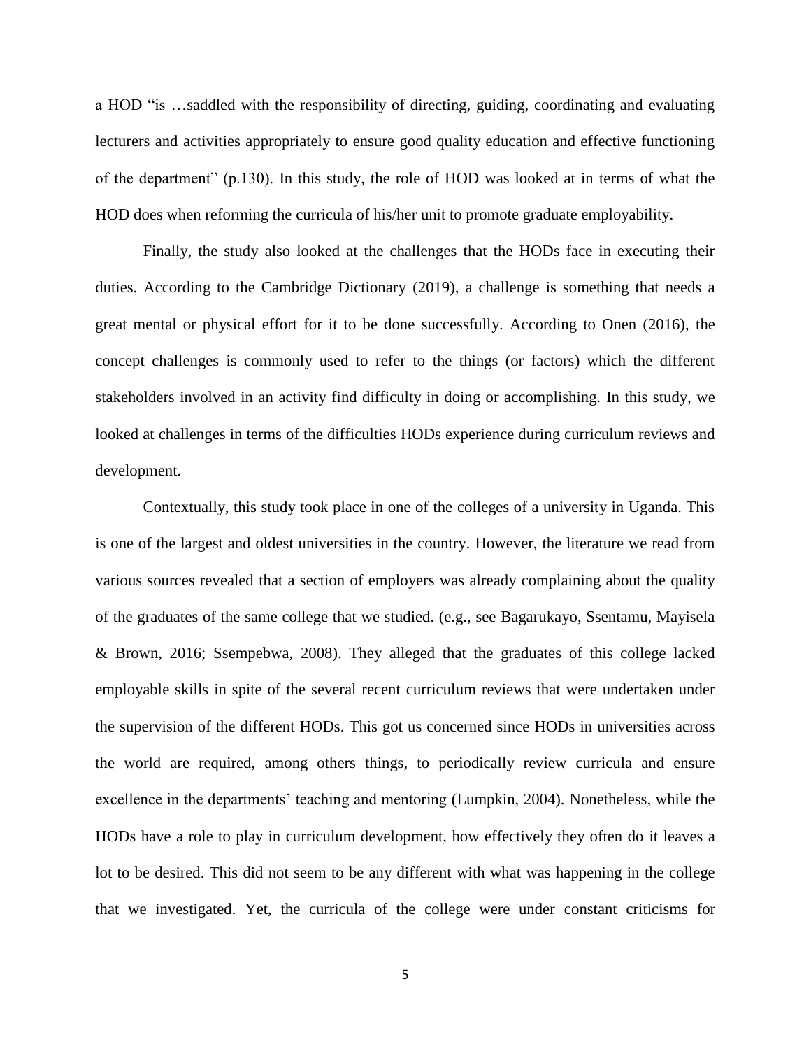a HOD "is …saddled with the responsibility of directing, guiding, coordinating and evaluating lecturers and activities appropriately to ensure good quality education and effective functioning of the department" (p.130). In this study, the role of HOD was looked at in terms of what the HOD does when reforming the curricula of his/her unit to promote graduate employability.

Finally, the study also looked at the challenges that the HODs face in executing their duties. According to the Cambridge Dictionary (2019), a challenge is something that needs a great mental or physical effort for it to be done successfully. According to Onen (2016), the concept challenges is commonly used to refer to the things (or factors) which the different stakeholders involved in an activity find difficulty in doing or accomplishing. In this study, we looked at challenges in terms of the difficulties HODs experience during curriculum reviews and development.

Contextually, this study took place in one of the colleges of a university in Uganda. This is one of the largest and oldest universities in the country. However, the literature we read from various sources revealed that a section of employers was already complaining about the quality of the graduates of the same college that we studied. (e.g., see Bagarukayo, Ssentamu, Mayisela & Brown, 2016; Ssempebwa, 2008). They alleged that the graduates of this college lacked employable skills in spite of the several recent curriculum reviews that were undertaken under the supervision of the different HODs. This got us concerned since HODs in universities across the world are required, among others things, to periodically review curricula and ensure excellence in the departments' teaching and mentoring (Lumpkin, 2004). Nonetheless, while the HODs have a role to play in curriculum development, how effectively they often do it leaves a lot to be desired. This did not seem to be any different with what was happening in the college that we investigated. Yet, the curricula of the college were under constant criticisms for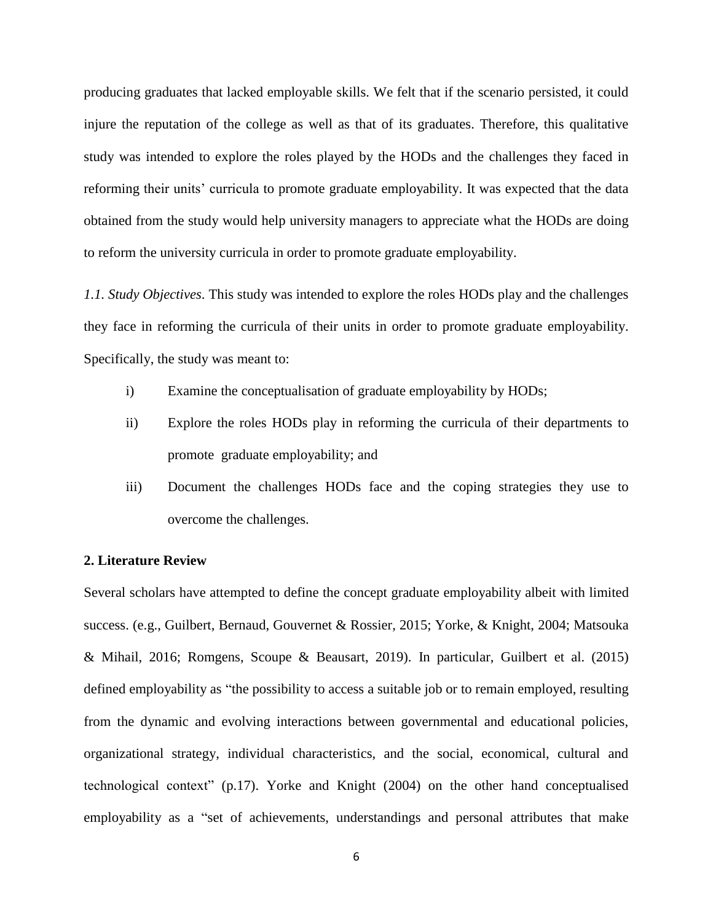producing graduates that lacked employable skills. We felt that if the scenario persisted, it could injure the reputation of the college as well as that of its graduates. Therefore, this qualitative study was intended to explore the roles played by the HODs and the challenges they faced in reforming their units' curricula to promote graduate employability. It was expected that the data obtained from the study would help university managers to appreciate what the HODs are doing to reform the university curricula in order to promote graduate employability.

*1.1. Study Objectives*. This study was intended to explore the roles HODs play and the challenges they face in reforming the curricula of their units in order to promote graduate employability. Specifically, the study was meant to:

i) Examine the conceptualisation of graduate employability by HODs;

ii) Explore the roles HODs play in reforming the curricula of their departments to promote graduate employability; and

iii) Document the challenges HODs face and the coping strategies they use to overcome the challenges.

## 2. Literature Review

Several scholars have attempted to define the concept graduate employability albeit with limited success. (e.g., Guilbert, Bernaud, Gouvernet & Rossier, 2015; Yorke, & Knight, 2004; Matsouka & Mihail, 2016; Romgens, Scoupe & Beausart, 2019). In particular, Guilbert et al. (2015) defined employability as "the possibility to access a suitable job or to remain employed, resulting from the dynamic and evolving interactions between governmental and educational policies, organizational strategy, individual characteristics, and the social, economical, cultural and technological context" (p.17). Yorke and Knight (2004) on the other hand conceptualised employability as a "set of achievements, understandings and personal attributes that make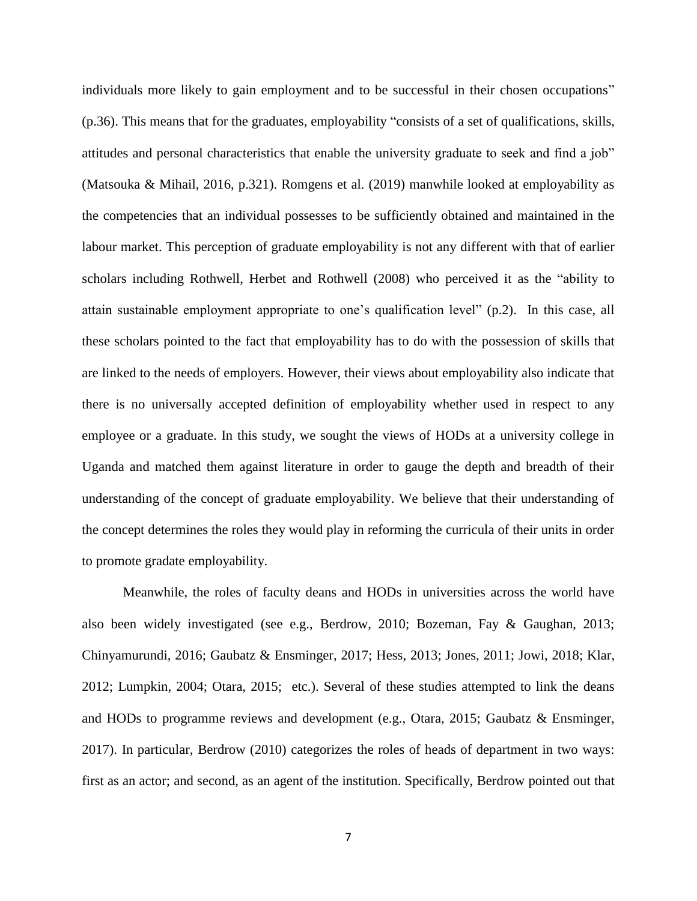individuals more likely to gain employment and to be successful in their chosen occupations" (p.36). This means that for the graduates, employability "consists of a set of qualifications, skills, attitudes and personal characteristics that enable the university graduate to seek and find a job" (Matsouka & Mihail, 2016, p.321). Romgens et al. (2019) manwhile looked at employability as the competencies that an individual possesses to be sufficiently obtained and maintained in the labour market. This perception of graduate employability is not any different with that of earlier scholars including Rothwell, Herbet and Rothwell (2008) who perceived it as the "ability to attain sustainable employment appropriate to one's qualification level" (p.2). In this case, all these scholars pointed to the fact that employability has to do with the possession of skills that are linked to the needs of employers. However, their views about employability also indicate that there is no universally accepted definition of employability whether used in respect to any employee or a graduate. In this study, we sought the views of HODs at a university college in Uganda and matched them against literature in order to gauge the depth and breadth of their understanding of the concept of graduate employability. We believe that their understanding of the concept determines the roles they would play in reforming the curricula of their units in order to promote gradate employability.

Meanwhile, the roles of faculty deans and HODs in universities across the world have also been widely investigated (see e.g., Berdrow, 2010; Bozeman, Fay & Gaughan, 2013; Chinyamurundi, 2016; Gaubatz & Ensminger, 2017; Hess, 2013; Jones, 2011; Jowi, 2018; Klar, 2012; Lumpkin, 2004; Otara, 2015; etc.). Several of these studies attempted to link the deans and HODs to programme reviews and development (e.g., Otara, 2015; Gaubatz & Ensminger, 2017). In particular, Berdrow (2010) categorizes the roles of heads of department in two ways: first as an actor; and second, as an agent of the institution. Specifically, Berdrow pointed out that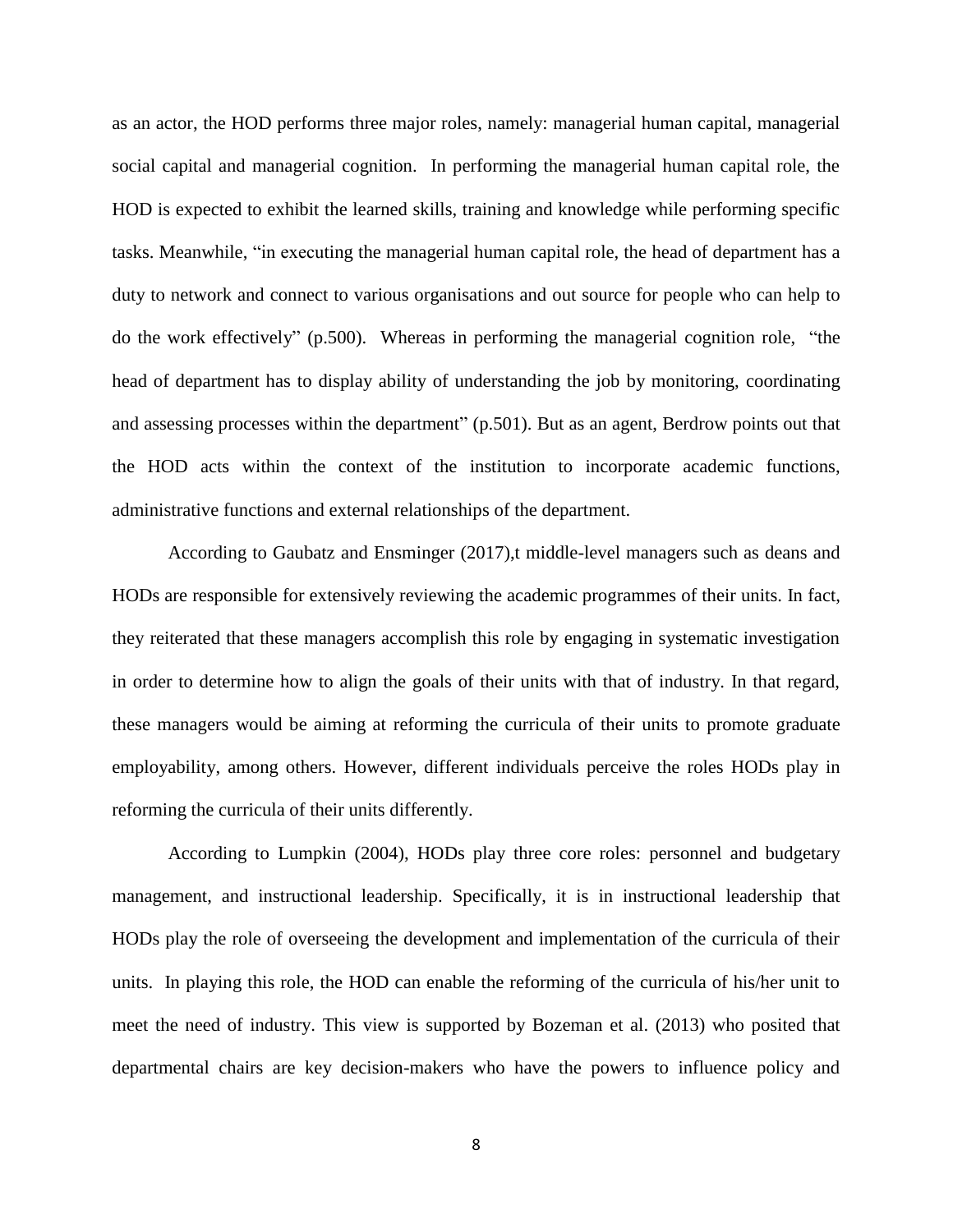as an actor, the HOD performs three major roles, namely: managerial human capital, managerial social capital and managerial cognition. In performing the managerial human capital role, the HOD is expected to exhibit the learned skills, training and knowledge while performing specific tasks. Meanwhile, "in executing the managerial human capital role, the head of department has a duty to network and connect to various organisations and out source for people who can help to do the work effectively" (p.500). Whereas in performing the managerial cognition role, "the head of department has to display ability of understanding the job by monitoring, coordinating and assessing processes within the department" (p.501). But as an agent, Berdrow points out that the HOD acts within the context of the institution to incorporate academic functions, administrative functions and external relationships of the department.

According to Gaubatz and Ensminger (2017),t middle-level managers such as deans and HODs are responsible for extensively reviewing the academic programmes of their units. In fact, they reiterated that these managers accomplish this role by engaging in systematic investigation in order to determine how to align the goals of their units with that of industry. In that regard, these managers would be aiming at reforming the curricula of their units to promote graduate employability, among others. However, different individuals perceive the roles HODs play in reforming the curricula of their units differently.

According to Lumpkin (2004), HODs play three core roles: personnel and budgetary management, and instructional leadership. Specifically, it is in instructional leadership that HODs play the role of overseeing the development and implementation of the curricula of their units. In playing this role, the HOD can enable the reforming of the curricula of his/her unit to meet the need of industry. This view is supported by Bozeman et al. (2013) who posited that departmental chairs are key decision-makers who have the powers to influence policy and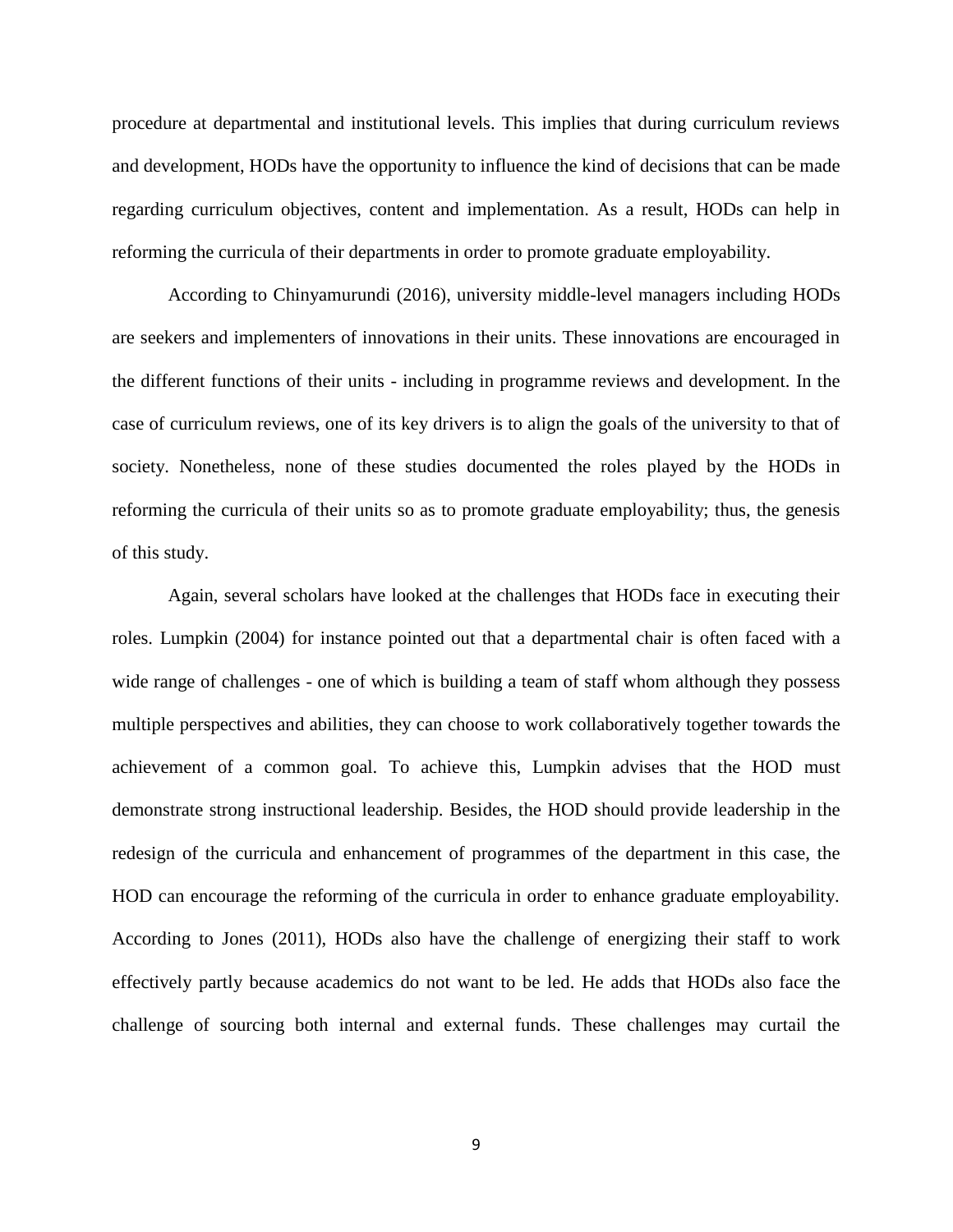procedure at departmental and institutional levels. This implies that during curriculum reviews and development, HODs have the opportunity to influence the kind of decisions that can be made regarding curriculum objectives, content and implementation. As a result, HODs can help in reforming the curricula of their departments in order to promote graduate employability.

According to Chinyamurundi (2016), university middle-level managers including HODs are seekers and implementers of innovations in their units. These innovations are encouraged in the different functions of their units - including in programme reviews and development. In the case of curriculum reviews, one of its key drivers is to align the goals of the university to that of society. Nonetheless, none of these studies documented the roles played by the HODs in reforming the curricula of their units so as to promote graduate employability; thus, the genesis of this study.

Again, several scholars have looked at the challenges that HODs face in executing their roles. Lumpkin (2004) for instance pointed out that a departmental chair is often faced with a wide range of challenges - one of which is building a team of staff whom although they possess multiple perspectives and abilities, they can choose to work collaboratively together towards the achievement of a common goal. To achieve this, Lumpkin advises that the HOD must demonstrate strong instructional leadership. Besides, the HOD should provide leadership in the redesign of the curricula and enhancement of programmes of the department in this case, the HOD can encourage the reforming of the curricula in order to enhance graduate employability. According to Jones (2011), HODs also have the challenge of energizing their staff to work effectively partly because academics do not want to be led. He adds that HODs also face the challenge of sourcing both internal and external funds. These challenges may curtail the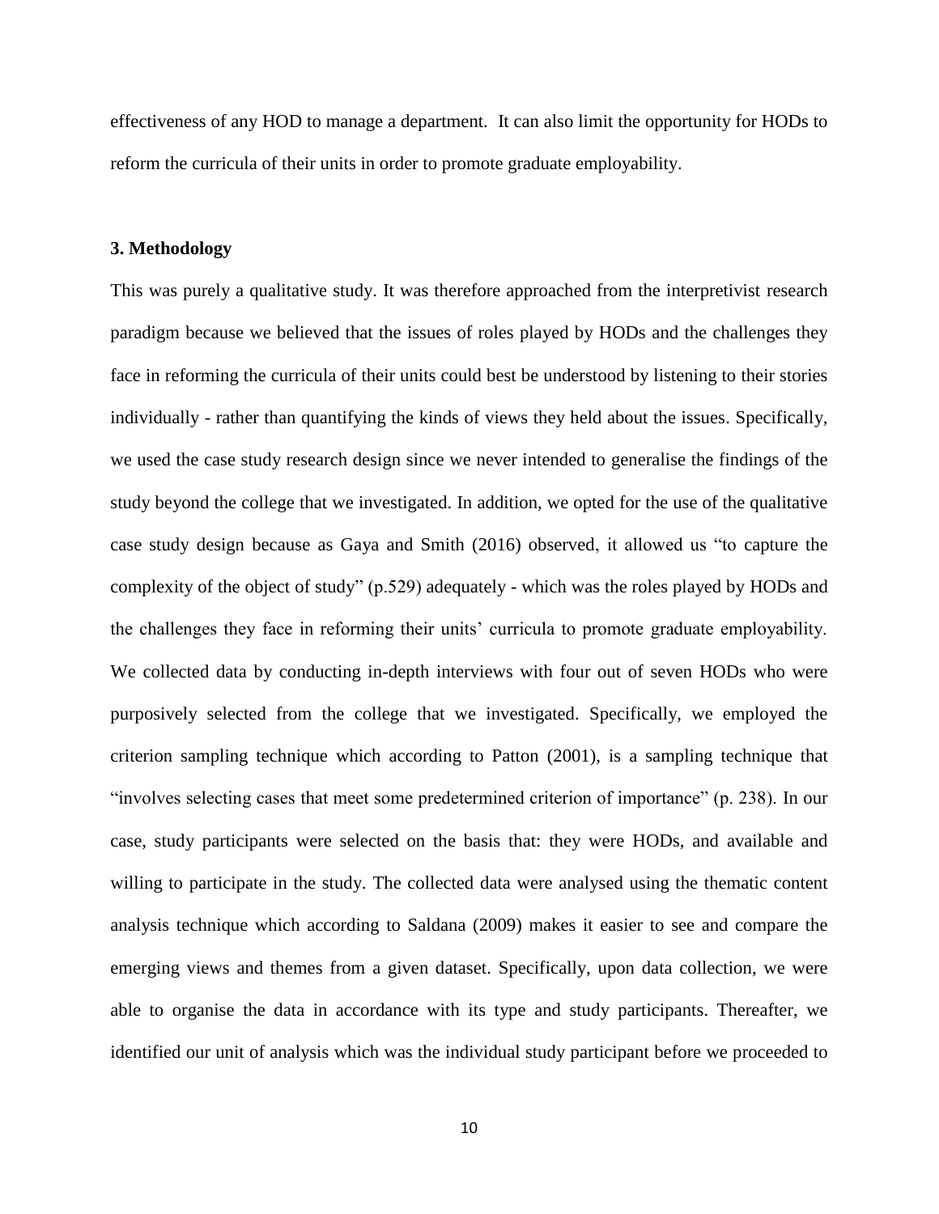effectiveness of any HOD to manage a department. It can also limit the opportunity for HODs to reform the curricula of their units in order to promote graduate employability.

## 3. Methodology

This was purely a qualitative study. It was therefore approached from the interpretivist research paradigm because we believed that the issues of roles played by HODs and the challenges they face in reforming the curricula of their units could best be understood by listening to their stories individually - rather than quantifying the kinds of views they held about the issues. Specifically, we used the case study research design since we never intended to generalise the findings of the study beyond the college that we investigated. In addition, we opted for the use of the qualitative case study design because as Gaya and Smith (2016) observed, it allowed us "to capture the complexity of the object of study" (p.529) adequately - which was the roles played by HODs and the challenges they face in reforming their units' curricula to promote graduate employability. We collected data by conducting in-depth interviews with four out of seven HODs who were purposively selected from the college that we investigated. Specifically, we employed the criterion sampling technique which according to Patton (2001), is a sampling technique that "involves selecting cases that meet some predetermined criterion of importance" (p. 238). In our case, study participants were selected on the basis that: they were HODs, and available and willing to participate in the study. The collected data were analysed using the thematic content analysis technique which according to Saldana (2009) makes it easier to see and compare the emerging views and themes from a given dataset. Specifically, upon data collection, we were able to organise the data in accordance with its type and study participants. Thereafter, we identified our unit of analysis which was the individual study participant before we proceeded to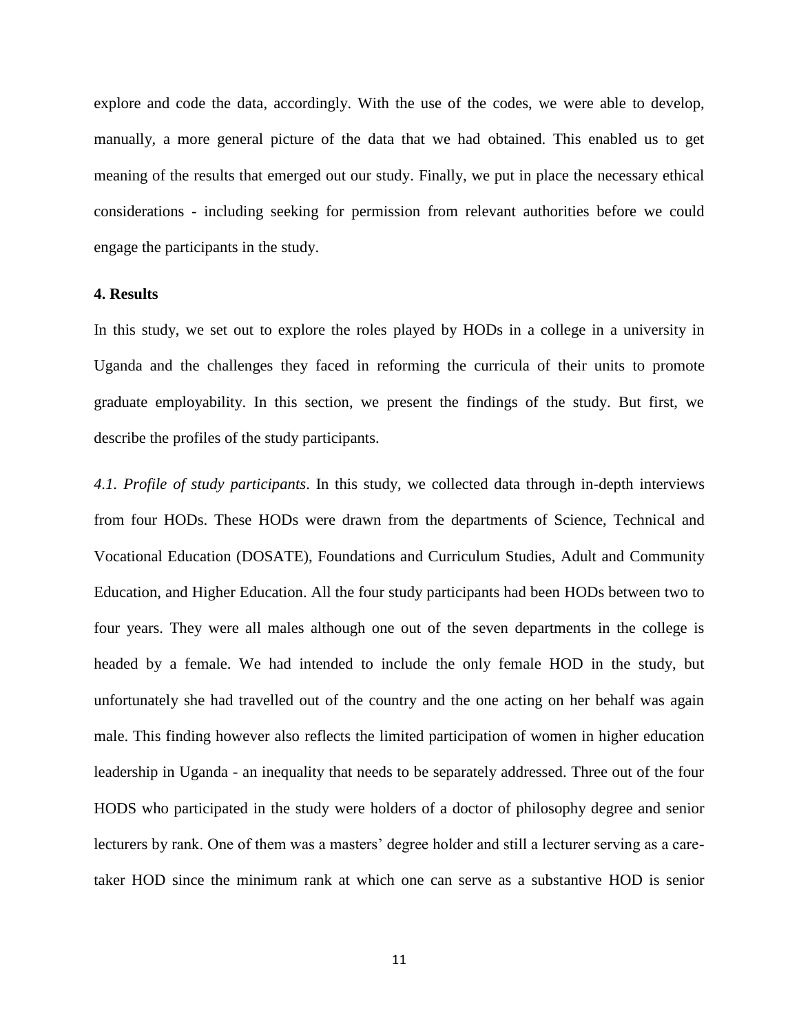explore and code the data, accordingly. With the use of the codes, we were able to develop, manually, a more general picture of the data that we had obtained. This enabled us to get meaning of the results that emerged out our study. Finally, we put in place the necessary ethical considerations - including seeking for permission from relevant authorities before we could engage the participants in the study.

## 4. Results

In this study, we set out to explore the roles played by HODs in a college in a university in Uganda and the challenges they faced in reforming the curricula of their units to promote graduate employability. In this section, we present the findings of the study. But first, we describe the profiles of the study participants.

*4.1. Profile of study participants*. In this study, we collected data through in-depth interviews from four HODs. These HODs were drawn from the departments of Science, Technical and Vocational Education (DOSATE), Foundations and Curriculum Studies, Adult and Community Education, and Higher Education. All the four study participants had been HODs between two to four years. They were all males although one out of the seven departments in the college is headed by a female. We had intended to include the only female HOD in the study, but unfortunately she had travelled out of the country and the one acting on her behalf was again male. This finding however also reflects the limited participation of women in higher education leadership in Uganda - an inequality that needs to be separately addressed. Three out of the four HODS who participated in the study were holders of a doctor of philosophy degree and senior lecturers by rank. One of them was a masters' degree holder and still a lecturer serving as a care-taker HOD since the minimum rank at which one can serve as a substantive HOD is senior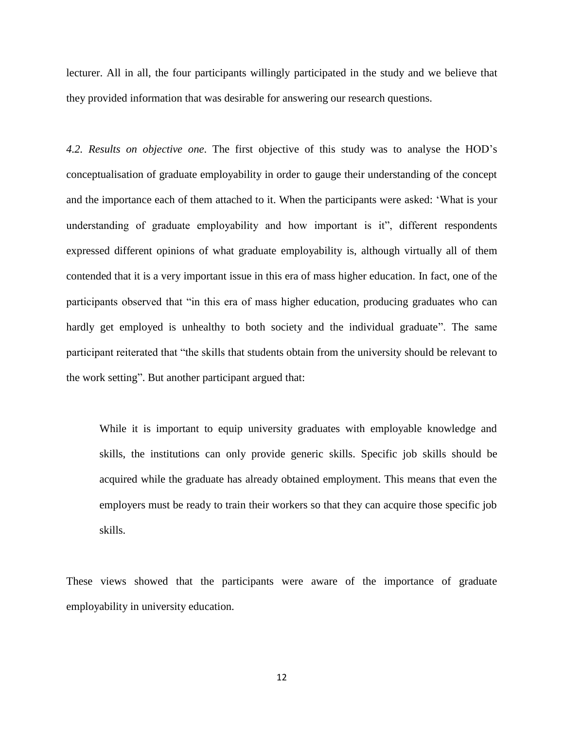lecturer. All in all, the four participants willingly participated in the study and we believe that they provided information that was desirable for answering our research questions.

*4.2. Results on objective one*. The first objective of this study was to analyse the HOD's conceptualisation of graduate employability in order to gauge their understanding of the concept and the importance each of them attached to it. When the participants were asked: 'What is your understanding of graduate employability and how important is it", different respondents expressed different opinions of what graduate employability is, although virtually all of them contended that it is a very important issue in this era of mass higher education. In fact, one of the participants observed that "in this era of mass higher education, producing graduates who can hardly get employed is unhealthy to both society and the individual graduate". The same participant reiterated that "the skills that students obtain from the university should be relevant to the work setting". But another participant argued that:

> While it is important to equip university graduates with employable knowledge and skills, the institutions can only provide generic skills. Specific job skills should be acquired while the graduate has already obtained employment. This means that even the employers must be ready to train their workers so that they can acquire those specific job skills.

These views showed that the participants were aware of the importance of graduate employability in university education.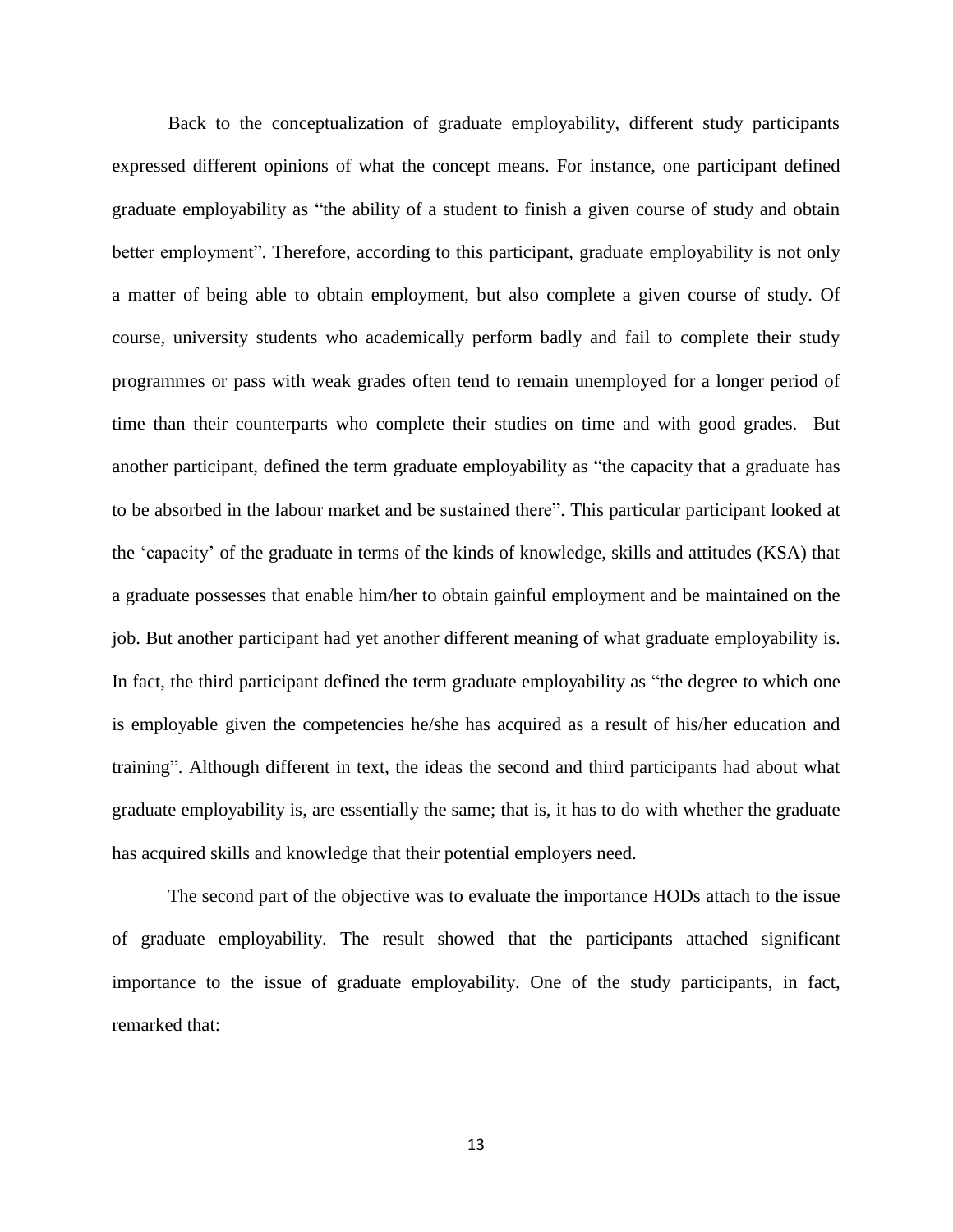Back to the conceptualization of graduate employability, different study participants expressed different opinions of what the concept means. For instance, one participant defined graduate employability as "the ability of a student to finish a given course of study and obtain better employment". Therefore, according to this participant, graduate employability is not only a matter of being able to obtain employment, but also complete a given course of study. Of course, university students who academically perform badly and fail to complete their study programmes or pass with weak grades often tend to remain unemployed for a longer period of time than their counterparts who complete their studies on time and with good grades. But another participant, defined the term graduate employability as "the capacity that a graduate has to be absorbed in the labour market and be sustained there". This particular participant looked at the 'capacity' of the graduate in terms of the kinds of knowledge, skills and attitudes (KSA) that a graduate possesses that enable him/her to obtain gainful employment and be maintained on the job. But another participant had yet another different meaning of what graduate employability is. In fact, the third participant defined the term graduate employability as "the degree to which one is employable given the competencies he/she has acquired as a result of his/her education and training". Although different in text, the ideas the second and third participants had about what graduate employability is, are essentially the same; that is, it has to do with whether the graduate has acquired skills and knowledge that their potential employers need.

The second part of the objective was to evaluate the importance HODs attach to the issue of graduate employability. The result showed that the participants attached significant importance to the issue of graduate employability. One of the study participants, in fact, remarked that: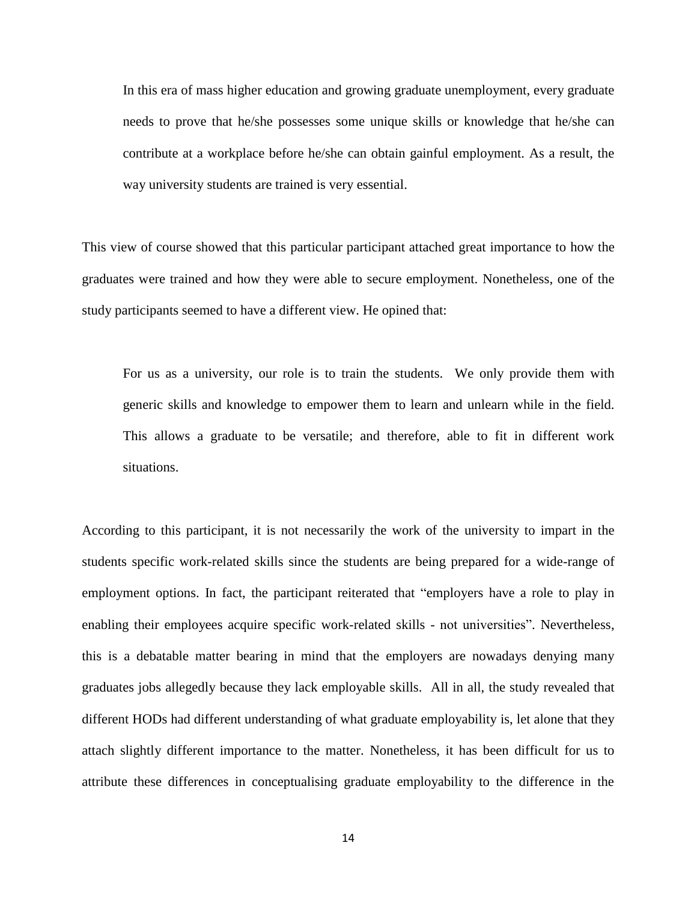> In this era of mass higher education and growing graduate unemployment, every graduate needs to prove that he/she possesses some unique skills or knowledge that he/she can contribute at a workplace before he/she can obtain gainful employment. As a result, the way university students are trained is very essential.

This view of course showed that this particular participant attached great importance to how the graduates were trained and how they were able to secure employment. Nonetheless, one of the study participants seemed to have a different view. He opined that:

> For us as a university, our role is to train the students. We only provide them with generic skills and knowledge to empower them to learn and unlearn while in the field. This allows a graduate to be versatile; and therefore, able to fit in different work situations.

According to this participant, it is not necessarily the work of the university to impart in the students specific work-related skills since the students are being prepared for a wide-range of employment options. In fact, the participant reiterated that "employers have a role to play in enabling their employees acquire specific work-related skills - not universities". Nevertheless, this is a debatable matter bearing in mind that the employers are nowadays denying many graduates jobs allegedly because they lack employable skills. All in all, the study revealed that different HODs had different understanding of what graduate employability is, let alone that they attach slightly different importance to the matter. Nonetheless, it has been difficult for us to attribute these differences in conceptualising graduate employability to the difference in the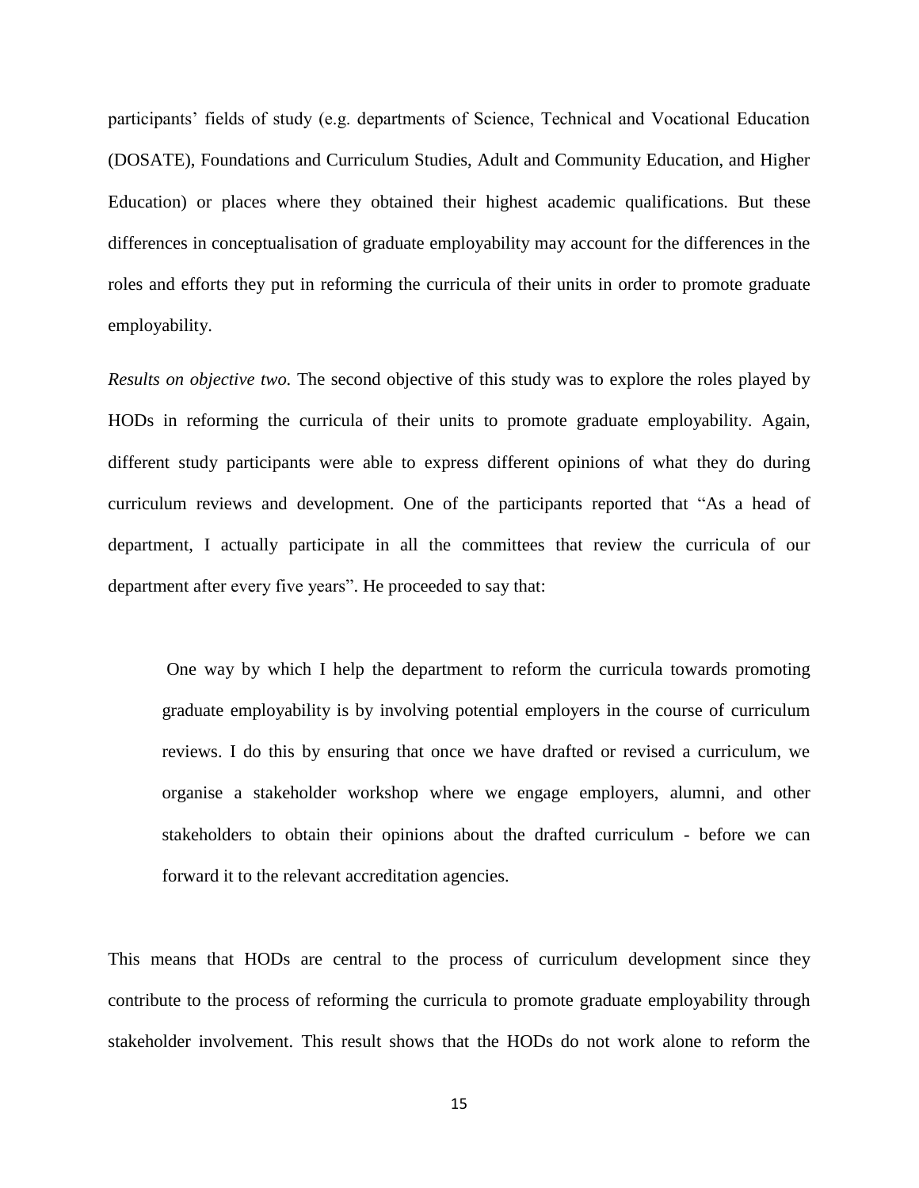participants' fields of study (e.g. departments of Science, Technical and Vocational Education (DOSATE), Foundations and Curriculum Studies, Adult and Community Education, and Higher Education) or places where they obtained their highest academic qualifications. But these differences in conceptualisation of graduate employability may account for the differences in the roles and efforts they put in reforming the curricula of their units in order to promote graduate employability.

*Results on objective two.* The second objective of this study was to explore the roles played by HODs in reforming the curricula of their units to promote graduate employability. Again, different study participants were able to express different opinions of what they do during curriculum reviews and development. One of the participants reported that "As a head of department, I actually participate in all the committees that review the curricula of our department after every five years". He proceeded to say that:

> One way by which I help the department to reform the curricula towards promoting graduate employability is by involving potential employers in the course of curriculum reviews. I do this by ensuring that once we have drafted or revised a curriculum, we organise a stakeholder workshop where we engage employers, alumni, and other stakeholders to obtain their opinions about the drafted curriculum - before we can forward it to the relevant accreditation agencies.

This means that HODs are central to the process of curriculum development since they contribute to the process of reforming the curricula to promote graduate employability through stakeholder involvement. This result shows that the HODs do not work alone to reform the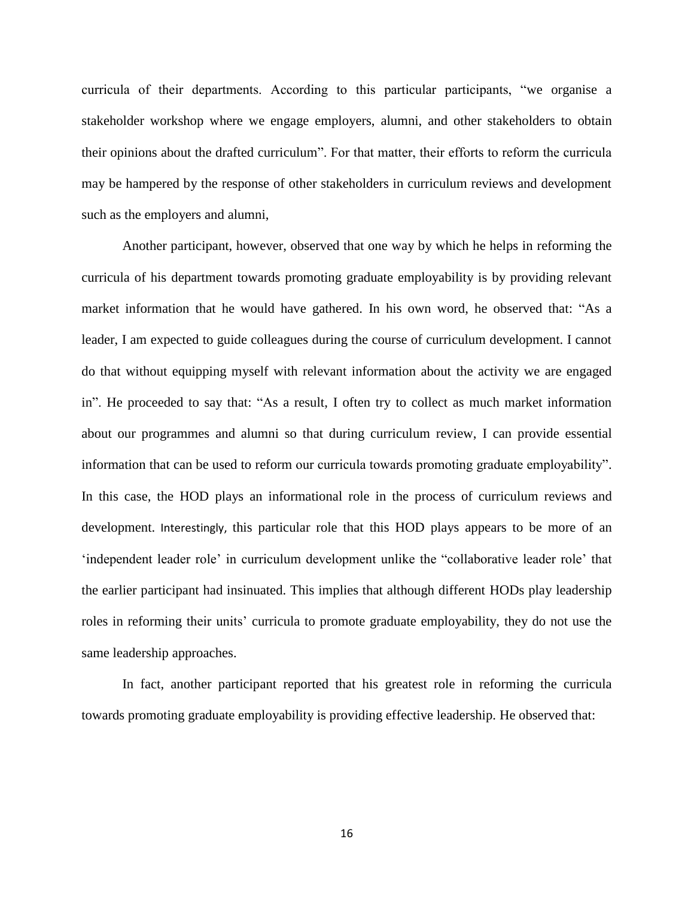curricula of their departments. According to this particular participants, "we organise a stakeholder workshop where we engage employers, alumni, and other stakeholders to obtain their opinions about the drafted curriculum". For that matter, their efforts to reform the curricula may be hampered by the response of other stakeholders in curriculum reviews and development such as the employers and alumni,

Another participant, however, observed that one way by which he helps in reforming the curricula of his department towards promoting graduate employability is by providing relevant market information that he would have gathered. In his own word, he observed that: "As a leader, I am expected to guide colleagues during the course of curriculum development. I cannot do that without equipping myself with relevant information about the activity we are engaged in". He proceeded to say that: "As a result, I often try to collect as much market information about our programmes and alumni so that during curriculum review, I can provide essential information that can be used to reform our curricula towards promoting graduate employability". In this case, the HOD plays an informational role in the process of curriculum reviews and development. Interestingly, this particular role that this HOD plays appears to be more of an 'independent leader role' in curriculum development unlike the "collaborative leader role' that the earlier participant had insinuated. This implies that although different HODs play leadership roles in reforming their units' curricula to promote graduate employability, they do not use the same leadership approaches.

In fact, another participant reported that his greatest role in reforming the curricula towards promoting graduate employability is providing effective leadership. He observed that: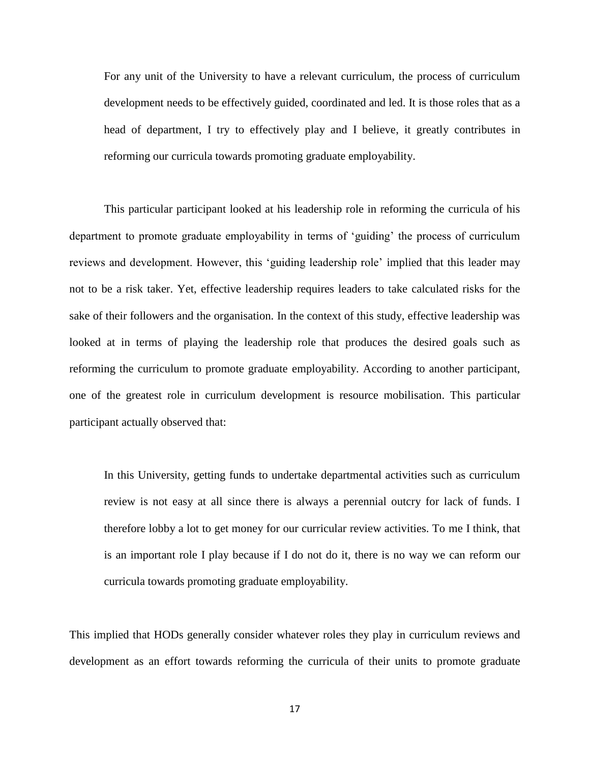> For any unit of the University to have a relevant curriculum, the process of curriculum development needs to be effectively guided, coordinated and led. It is those roles that as a head of department, I try to effectively play and I believe, it greatly contributes in reforming our curricula towards promoting graduate employability.

This particular participant looked at his leadership role in reforming the curricula of his department to promote graduate employability in terms of 'guiding' the process of curriculum reviews and development. However, this 'guiding leadership role' implied that this leader may not to be a risk taker. Yet, effective leadership requires leaders to take calculated risks for the sake of their followers and the organisation. In the context of this study, effective leadership was looked at in terms of playing the leadership role that produces the desired goals such as reforming the curriculum to promote graduate employability. According to another participant, one of the greatest role in curriculum development is resource mobilisation. This particular participant actually observed that:

> In this University, getting funds to undertake departmental activities such as curriculum review is not easy at all since there is always a perennial outcry for lack of funds. I therefore lobby a lot to get money for our curricular review activities. To me I think, that is an important role I play because if I do not do it, there is no way we can reform our curricula towards promoting graduate employability.

This implied that HODs generally consider whatever roles they play in curriculum reviews and development as an effort towards reforming the curricula of their units to promote graduate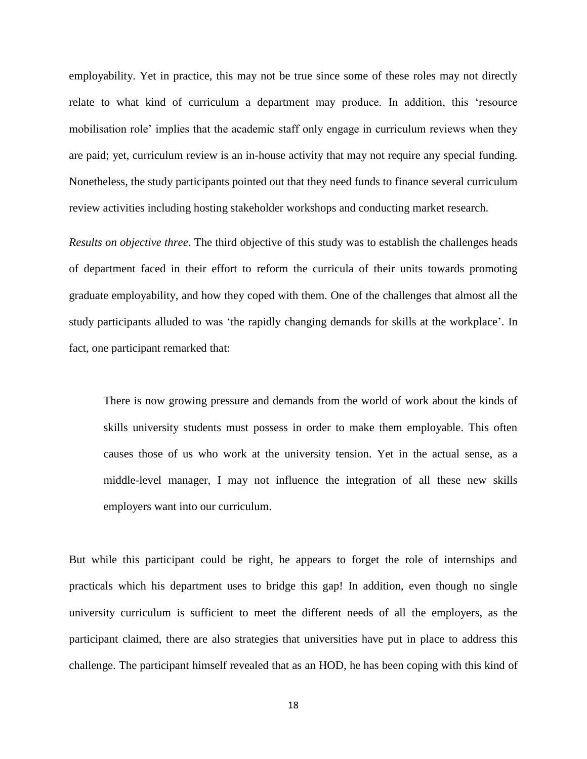employability. Yet in practice, this may not be true since some of these roles may not directly relate to what kind of curriculum a department may produce. In addition, this 'resource mobilisation role' implies that the academic staff only engage in curriculum reviews when they are paid; yet, curriculum review is an in-house activity that may not require any special funding. Nonetheless, the study participants pointed out that they need funds to finance several curriculum review activities including hosting stakeholder workshops and conducting market research.

*Results on objective three*. The third objective of this study was to establish the challenges heads of department faced in their effort to reform the curricula of their units towards promoting graduate employability, and how they coped with them. One of the challenges that almost all the study participants alluded to was 'the rapidly changing demands for skills at the workplace'. In fact, one participant remarked that:

> There is now growing pressure and demands from the world of work about the kinds of skills university students must possess in order to make them employable. This often causes those of us who work at the university tension. Yet in the actual sense, as a middle-level manager, I may not influence the integration of all these new skills employers want into our curriculum.

But while this participant could be right, he appears to forget the role of internships and practicals which his department uses to bridge this gap! In addition, even though no single university curriculum is sufficient to meet the different needs of all the employers, as the participant claimed, there are also strategies that universities have put in place to address this challenge. The participant himself revealed that as an HOD, he has been coping with this kind of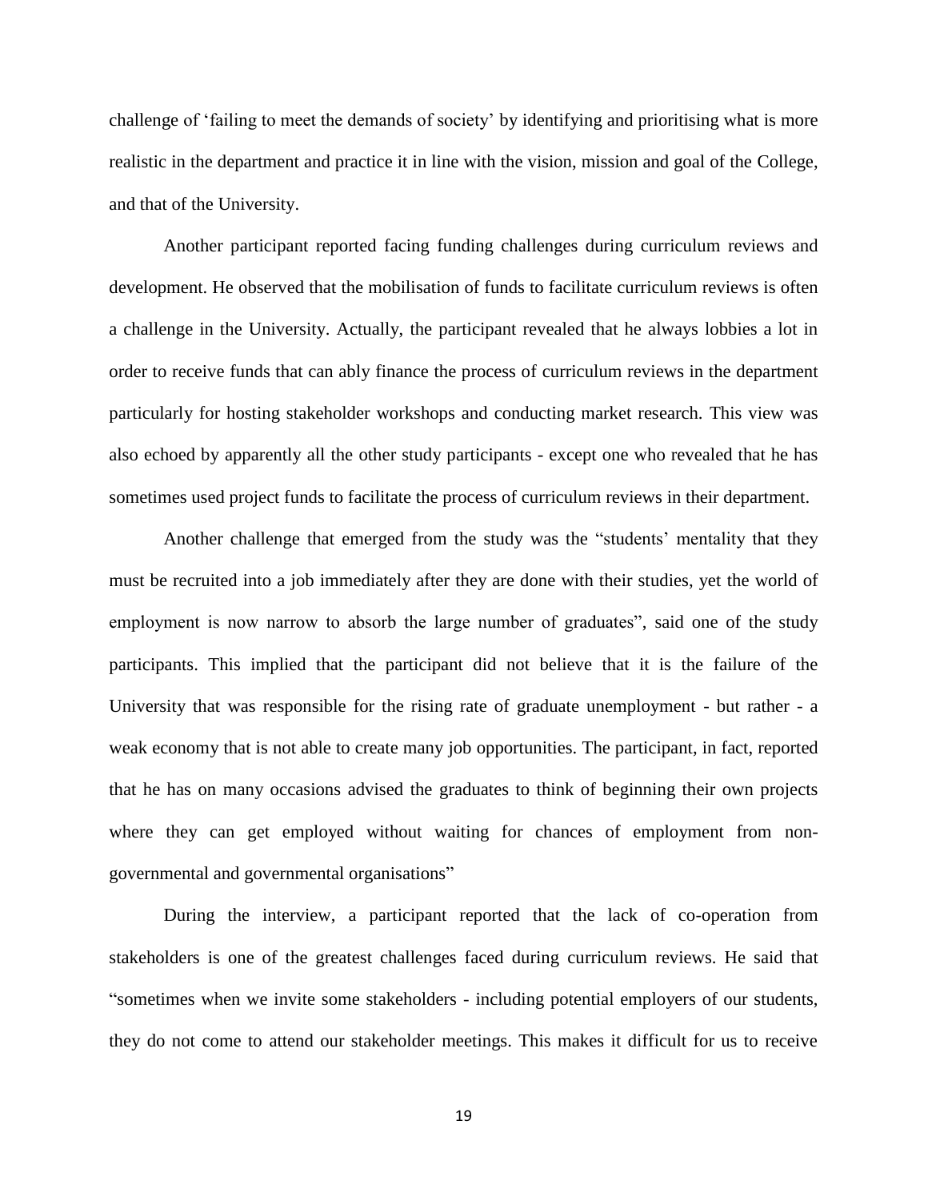challenge of 'failing to meet the demands of society' by identifying and prioritising what is more realistic in the department and practice it in line with the vision, mission and goal of the College, and that of the University.

Another participant reported facing funding challenges during curriculum reviews and development. He observed that the mobilisation of funds to facilitate curriculum reviews is often a challenge in the University. Actually, the participant revealed that he always lobbies a lot in order to receive funds that can ably finance the process of curriculum reviews in the department particularly for hosting stakeholder workshops and conducting market research. This view was also echoed by apparently all the other study participants - except one who revealed that he has sometimes used project funds to facilitate the process of curriculum reviews in their department.

Another challenge that emerged from the study was the "students' mentality that they must be recruited into a job immediately after they are done with their studies, yet the world of employment is now narrow to absorb the large number of graduates", said one of the study participants. This implied that the participant did not believe that it is the failure of the University that was responsible for the rising rate of graduate unemployment - but rather - a weak economy that is not able to create many job opportunities. The participant, in fact, reported that he has on many occasions advised the graduates to think of beginning their own projects where they can get employed without waiting for chances of employment from non-governmental and governmental organisations"

During the interview, a participant reported that the lack of co-operation from stakeholders is one of the greatest challenges faced during curriculum reviews. He said that "sometimes when we invite some stakeholders - including potential employers of our students, they do not come to attend our stakeholder meetings. This makes it difficult for us to receive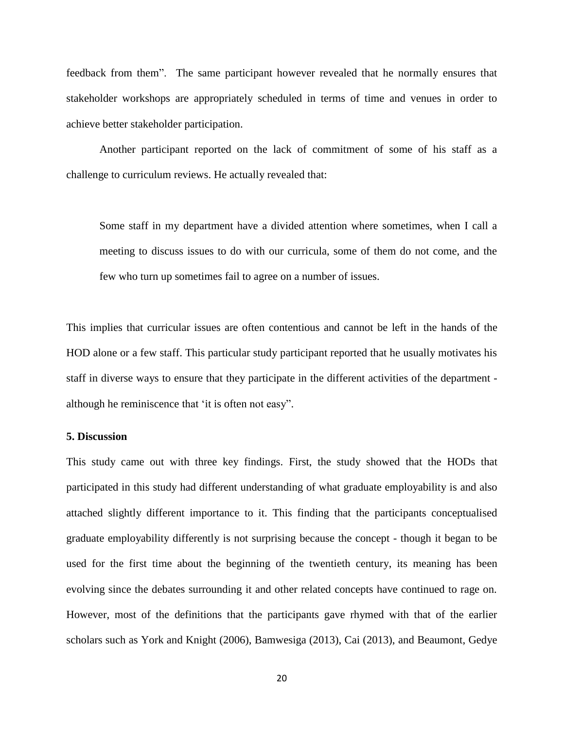feedback from them". The same participant however revealed that he normally ensures that stakeholder workshops are appropriately scheduled in terms of time and venues in order to achieve better stakeholder participation.

Another participant reported on the lack of commitment of some of his staff as a challenge to curriculum reviews. He actually revealed that:

> Some staff in my department have a divided attention where sometimes, when I call a meeting to discuss issues to do with our curricula, some of them do not come, and the few who turn up sometimes fail to agree on a number of issues.

This implies that curricular issues are often contentious and cannot be left in the hands of the HOD alone or a few staff. This particular study participant reported that he usually motivates his staff in diverse ways to ensure that they participate in the different activities of the department - although he reminiscence that 'it is often not easy".

**5. Discussion**

This study came out with three key findings. First, the study showed that the HODs that participated in this study had different understanding of what graduate employability is and also attached slightly different importance to it. This finding that the participants conceptualised graduate employability differently is not surprising because the concept - though it began to be used for the first time about the beginning of the twentieth century, its meaning has been evolving since the debates surrounding it and other related concepts have continued to rage on. However, most of the definitions that the participants gave rhymed with that of the earlier scholars such as York and Knight (2006), Bamwesiga (2013), Cai (2013), and Beaumont, Gedye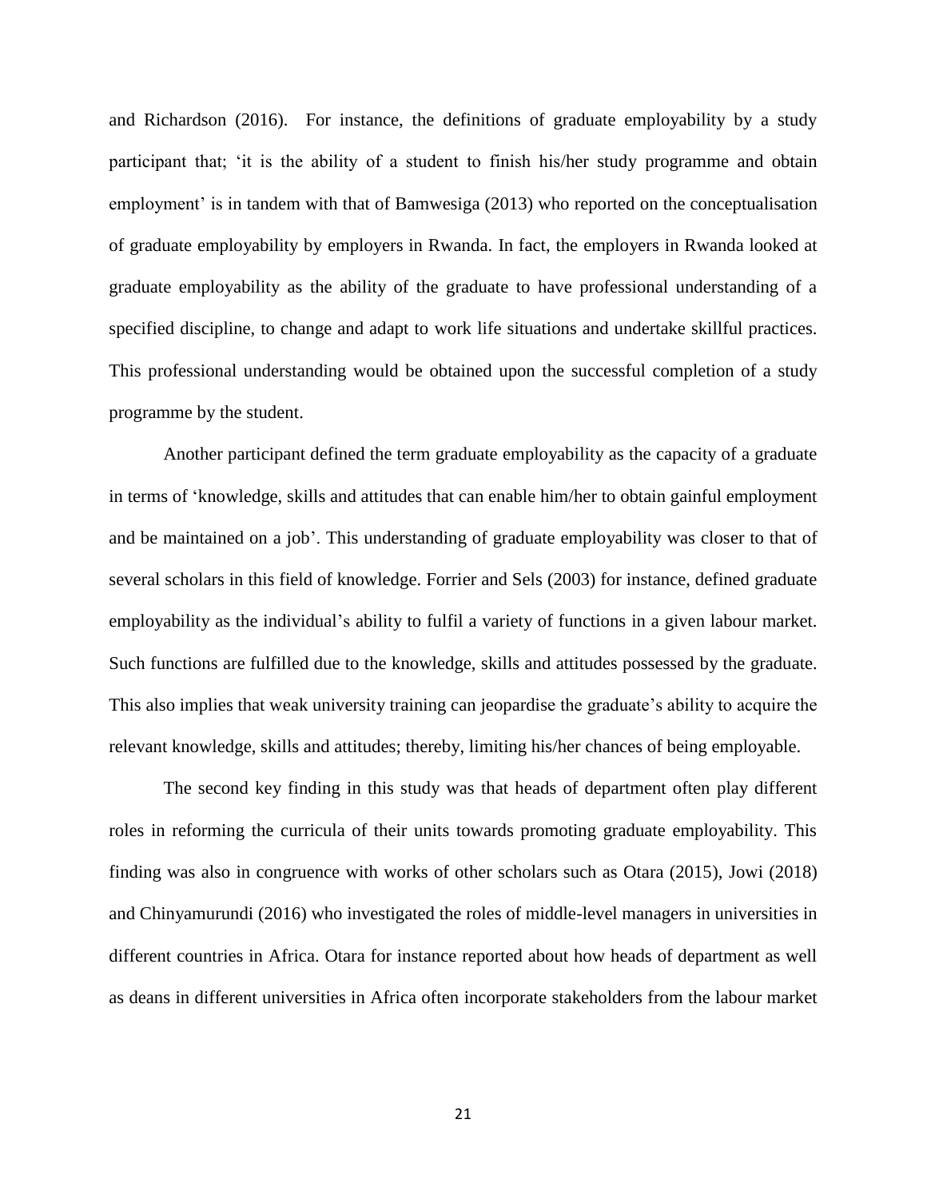and Richardson (2016). For instance, the definitions of graduate employability by a study participant that; 'it is the ability of a student to finish his/her study programme and obtain employment' is in tandem with that of Bamwesiga (2013) who reported on the conceptualisation of graduate employability by employers in Rwanda. In fact, the employers in Rwanda looked at graduate employability as the ability of the graduate to have professional understanding of a specified discipline, to change and adapt to work life situations and undertake skillful practices. This professional understanding would be obtained upon the successful completion of a study programme by the student.

Another participant defined the term graduate employability as the capacity of a graduate in terms of 'knowledge, skills and attitudes that can enable him/her to obtain gainful employment and be maintained on a job'. This understanding of graduate employability was closer to that of several scholars in this field of knowledge. Forrier and Sels (2003) for instance, defined graduate employability as the individual's ability to fulfil a variety of functions in a given labour market. Such functions are fulfilled due to the knowledge, skills and attitudes possessed by the graduate. This also implies that weak university training can jeopardise the graduate's ability to acquire the relevant knowledge, skills and attitudes; thereby, limiting his/her chances of being employable.

The second key finding in this study was that heads of department often play different roles in reforming the curricula of their units towards promoting graduate employability. This finding was also in congruence with works of other scholars such as Otara (2015), Jowi (2018) and Chinyamurundi (2016) who investigated the roles of middle-level managers in universities in different countries in Africa. Otara for instance reported about how heads of department as well as deans in different universities in Africa often incorporate stakeholders from the labour market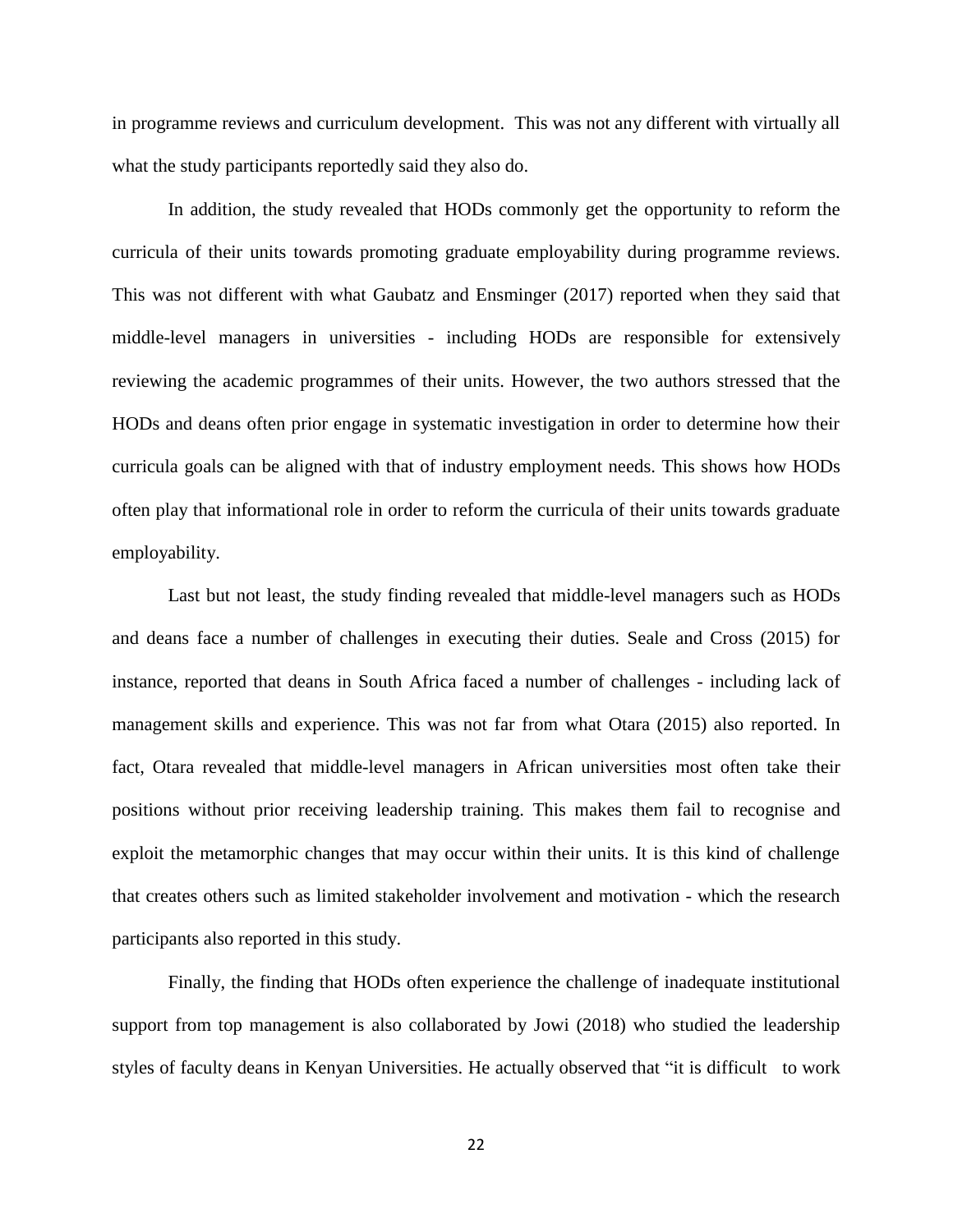in programme reviews and curriculum development. This was not any different with virtually all what the study participants reportedly said they also do.

In addition, the study revealed that HODs commonly get the opportunity to reform the curricula of their units towards promoting graduate employability during programme reviews. This was not different with what Gaubatz and Ensminger (2017) reported when they said that middle-level managers in universities - including HODs are responsible for extensively reviewing the academic programmes of their units. However, the two authors stressed that the HODs and deans often prior engage in systematic investigation in order to determine how their curricula goals can be aligned with that of industry employment needs. This shows how HODs often play that informational role in order to reform the curricula of their units towards graduate employability.

Last but not least, the study finding revealed that middle-level managers such as HODs and deans face a number of challenges in executing their duties. Seale and Cross (2015) for instance, reported that deans in South Africa faced a number of challenges - including lack of management skills and experience. This was not far from what Otara (2015) also reported. In fact, Otara revealed that middle-level managers in African universities most often take their positions without prior receiving leadership training. This makes them fail to recognise and exploit the metamorphic changes that may occur within their units. It is this kind of challenge that creates others such as limited stakeholder involvement and motivation - which the research participants also reported in this study.

Finally, the finding that HODs often experience the challenge of inadequate institutional support from top management is also collaborated by Jowi (2018) who studied the leadership styles of faculty deans in Kenyan Universities. He actually observed that "it is difficult to work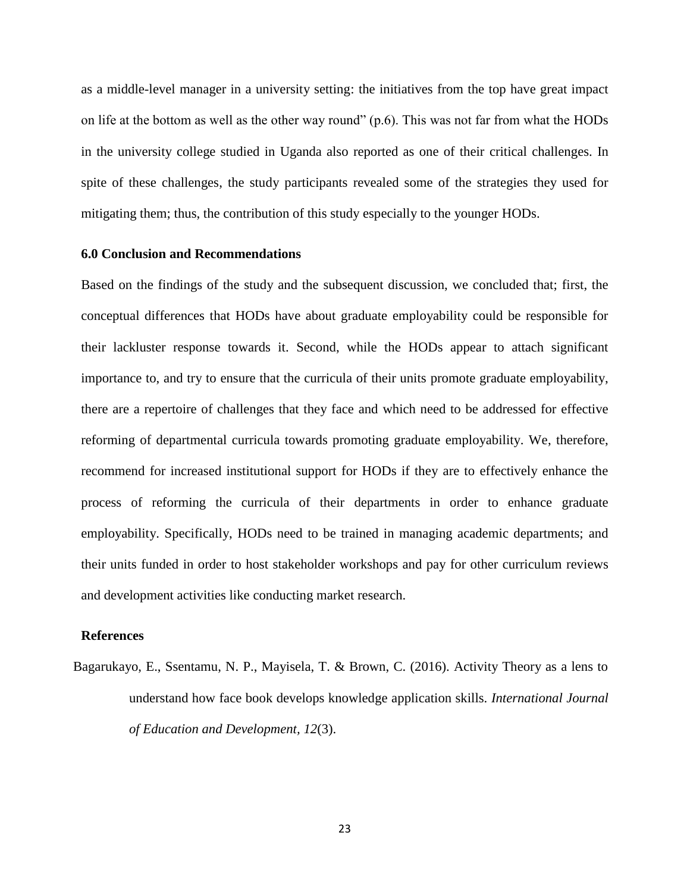as a middle-level manager in a university setting: the initiatives from the top have great impact on life at the bottom as well as the other way round" (p.6). This was not far from what the HODs in the university college studied in Uganda also reported as one of their critical challenges. In spite of these challenges, the study participants revealed some of the strategies they used for mitigating them; thus, the contribution of this study especially to the younger HODs.

### 6.0 Conclusion and Recommendations

Based on the findings of the study and the subsequent discussion, we concluded that; first, the conceptual differences that HODs have about graduate employability could be responsible for their lackluster response towards it. Second, while the HODs appear to attach significant importance to, and try to ensure that the curricula of their units promote graduate employability, there are a repertoire of challenges that they face and which need to be addressed for effective reforming of departmental curricula towards promoting graduate employability. We, therefore, recommend for increased institutional support for HODs if they are to effectively enhance the process of reforming the curricula of their departments in order to enhance graduate employability. Specifically, HODs need to be trained in managing academic departments; and their units funded in order to host stakeholder workshops and pay for other curriculum reviews and development activities like conducting market research.

### References

Bagarukayo, E., Ssentamu, N. P., Mayisela, T. & Brown, C. (2016). Activity Theory as a lens to understand how face book develops knowledge application skills. *International Journal of Education and Development*, *12*(3).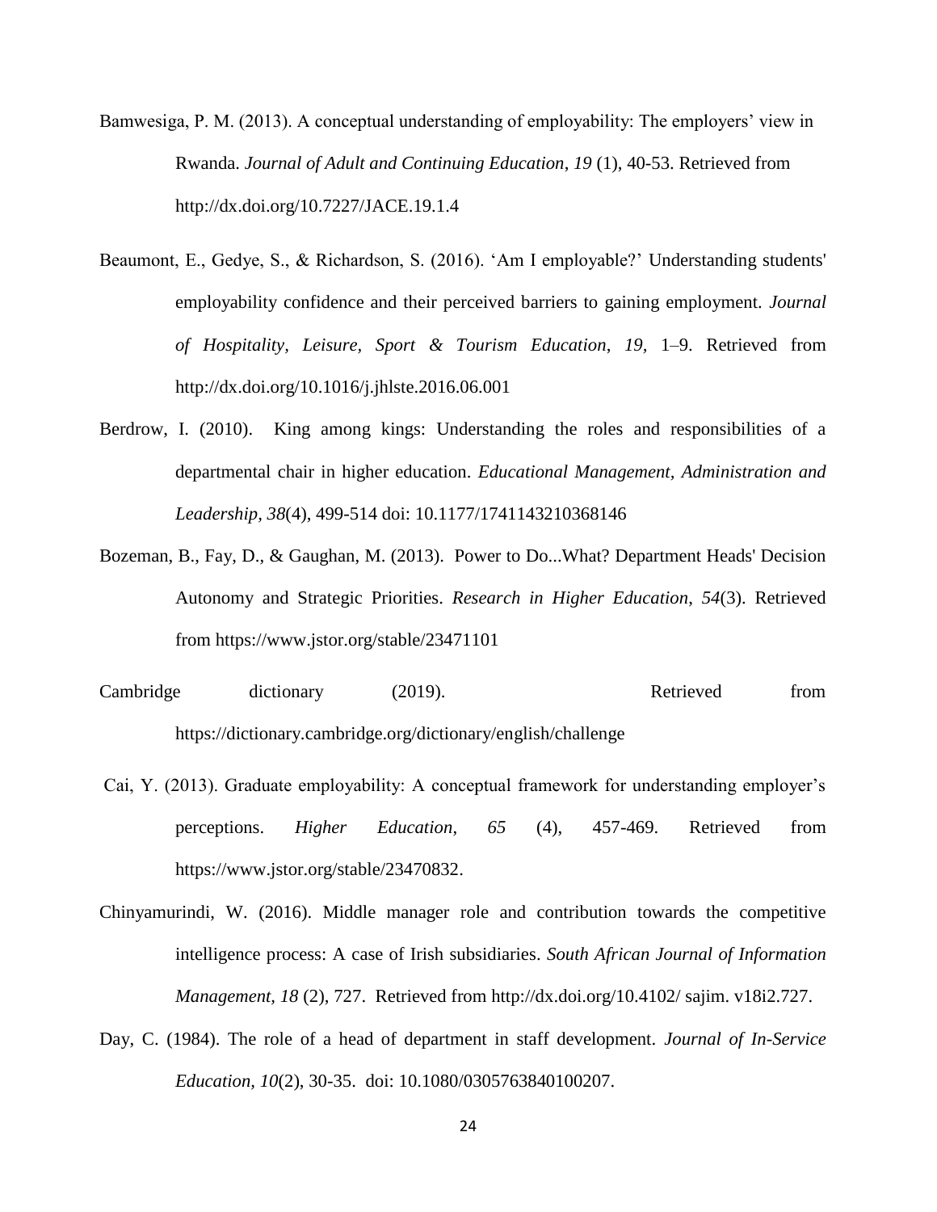Bamwesiga, P. M. (2013). A conceptual understanding of employability: The employers' view in Rwanda. *Journal of Adult and Continuing Education*, *19* (1), 40-53. Retrieved from http://dx.doi.org/10.7227/JACE.19.1.4

Beaumont, E., Gedye, S., & Richardson, S. (2016). 'Am I employable?' Understanding students' employability confidence and their perceived barriers to gaining employment. *Journal of Hospitality, Leisure, Sport & Tourism Education*, *19*, 1–9. Retrieved from http://dx.doi.org/10.1016/j.jhlste.2016.06.001

Berdrow, I. (2010). King among kings: Understanding the roles and responsibilities of a departmental chair in higher education. *Educational Management, Administration and Leadership, 38*(4), 499-514 doi: 10.1177/1741143210368146

Bozeman, B., Fay, D., & Gaughan, M. (2013). Power to Do...What? Department Heads' Decision Autonomy and Strategic Priorities. *Research in Higher Education*, *54*(3). Retrieved from https://www.jstor.org/stable/23471101

Cambridge dictionary (2019). Retrieved from https://dictionary.cambridge.org/dictionary/english/challenge

Cai, Y. (2013). Graduate employability: A conceptual framework for understanding employer's perceptions. *Higher Education*, *65* (4), 457-469. Retrieved from https://www.jstor.org/stable/23470832.

Chinyamurindi, W. (2016). Middle manager role and contribution towards the competitive intelligence process: A case of Irish subsidiaries. *South African Journal of Information Management, 18* (2), 727. Retrieved from http://dx.doi.org/10.4102/ sajim. v18i2.727.

Day, C. (1984). The role of a head of department in staff development. *Journal of In-Service Education, 10*(2), 30-35. doi: 10.1080/0305763840100207.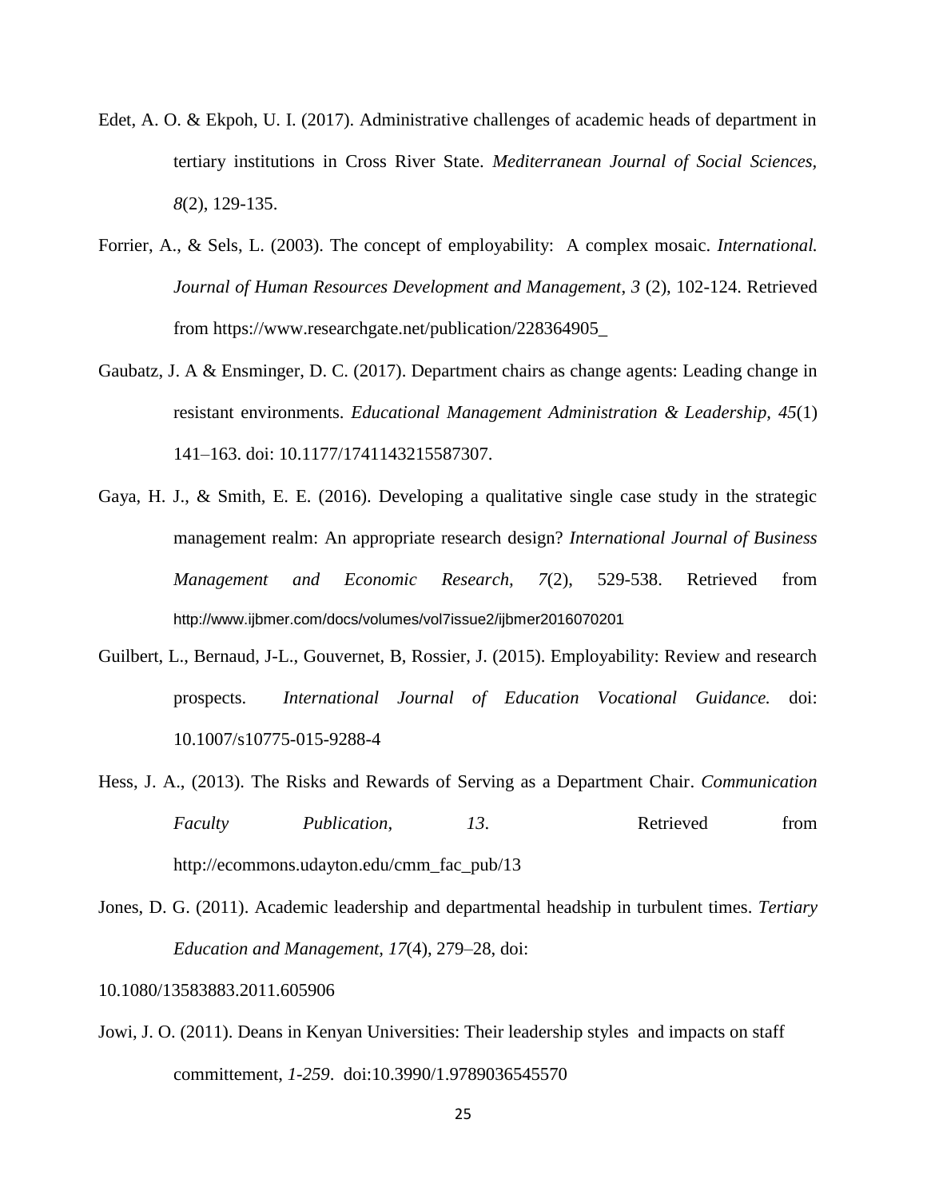Edet, A. O. & Ekpoh, U. I. (2017). Administrative challenges of academic heads of department in tertiary institutions in Cross River State. *Mediterranean Journal of Social Sciences, 8*(2), 129-135.

Forrier, A., & Sels, L. (2003). The concept of employability: A complex mosaic. *International. Journal of Human Resources Development and Management*, *3* (2), 102-124. Retrieved from https://www.researchgate.net/publication/228364905_

Gaubatz, J. A & Ensminger, D. C. (2017). Department chairs as change agents: Leading change in resistant environments. *Educational Management Administration & Leadership, 45*(1) 141–163. doi: 10.1177/1741143215587307.

Gaya, H. J., & Smith, E. E. (2016). Developing a qualitative single case study in the strategic management realm: An appropriate research design? *International Journal of Business Management and Economic Research, 7*(2), 529-538. Retrieved from http://www.ijbmer.com/docs/volumes/vol7issue2/ijbmer2016070201

Guilbert, L., Bernaud, J-L., Gouvernet, B, Rossier, J. (2015). Employability: Review and research prospects. *International Journal of Education Vocational Guidance.* doi: 10.1007/s10775-015-9288-4

Hess, J. A., (2013). The Risks and Rewards of Serving as a Department Chair. *Communication Faculty Publication, 13*. Retrieved from http://ecommons.udayton.edu/cmm_fac_pub/13

Jones, D. G. (2011). Academic leadership and departmental headship in turbulent times. *Tertiary Education and Management, 17*(4), 279–28, doi:
10.1080/13583883.2011.605906

Jowi, J. O. (2011). Deans in Kenyan Universities: Their leadership styles and impacts on staff committement, *1-259*. doi:10.3990/1.9789036545570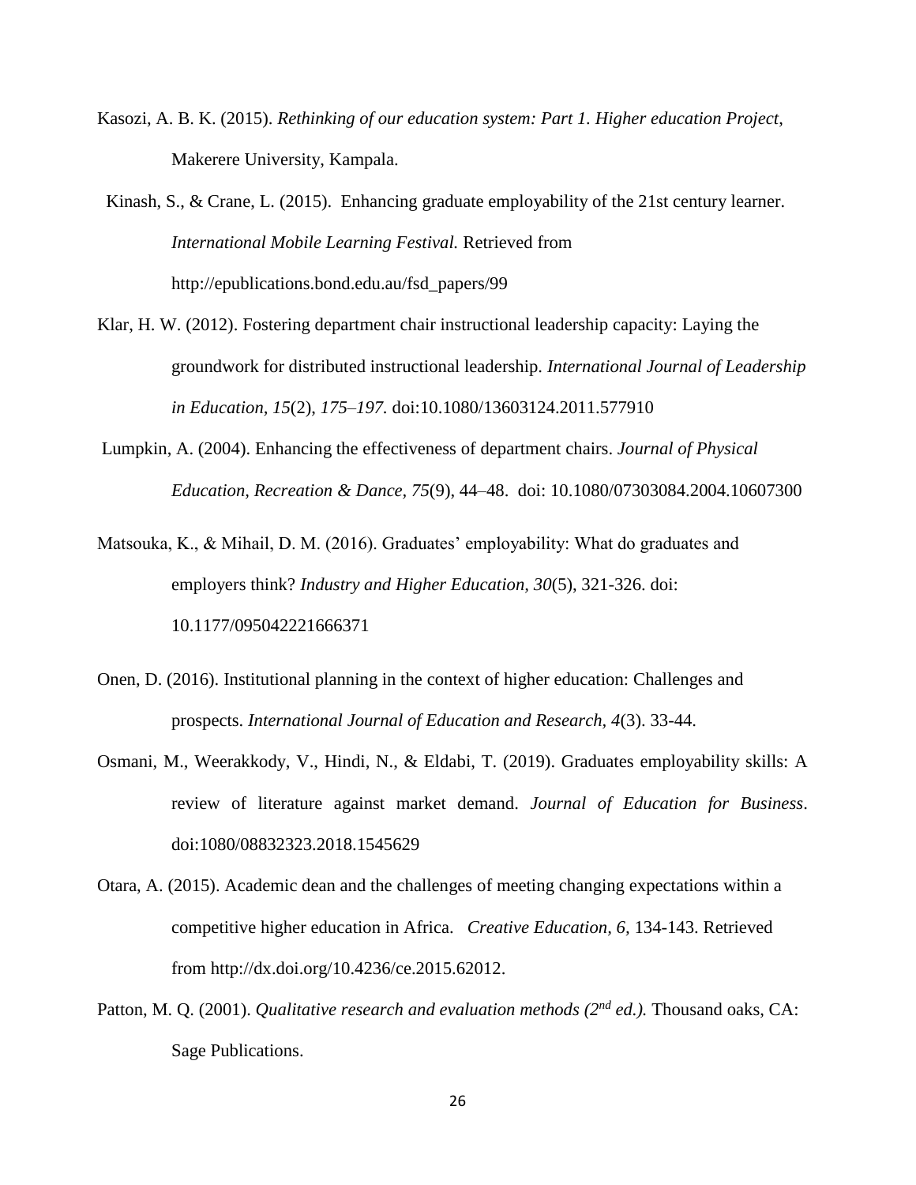Kasozi, A. B. K. (2015). *Rethinking of our education system: Part 1. Higher education Project*, Makerere University, Kampala.

Kinash, S., & Crane, L. (2015). Enhancing graduate employability of the 21st century learner. *International Mobile Learning Festival.* Retrieved from http://epublications.bond.edu.au/fsd_papers/99

Klar, H. W. (2012). Fostering department chair instructional leadership capacity: Laying the groundwork for distributed instructional leadership. *International Journal of Leadership in Education, 15*(2), *175–197.* doi:10.1080/13603124.2011.577910

Lumpkin, A. (2004). Enhancing the effectiveness of department chairs. *Journal of Physical Education, Recreation & Dance, 75*(9), 44–48. doi: 10.1080/07303084.2004.10607300

Matsouka, K., & Mihail, D. M. (2016). Graduates' employability: What do graduates and employers think? *Industry and Higher Education, 30*(5), 321-326. doi: 10.1177/095042221666371

Onen, D. (2016). Institutional planning in the context of higher education: Challenges and prospects. *International Journal of Education and Research, 4*(3). 33-44.

Osmani, M., Weerakkody, V., Hindi, N., & Eldabi, T. (2019). Graduates employability skills: A review of literature against market demand. *Journal of Education for Business*. doi:1080/08832323.2018.1545629

Otara, A. (2015). Academic dean and the challenges of meeting changing expectations within a competitive higher education in Africa. *Creative Education, 6*, 134-143. Retrieved from http://dx.doi.org/10.4236/ce.2015.62012.

Patton, M. Q. (2001). *Qualitative research and evaluation methods (2nd ed.).* Thousand oaks, CA: Sage Publications.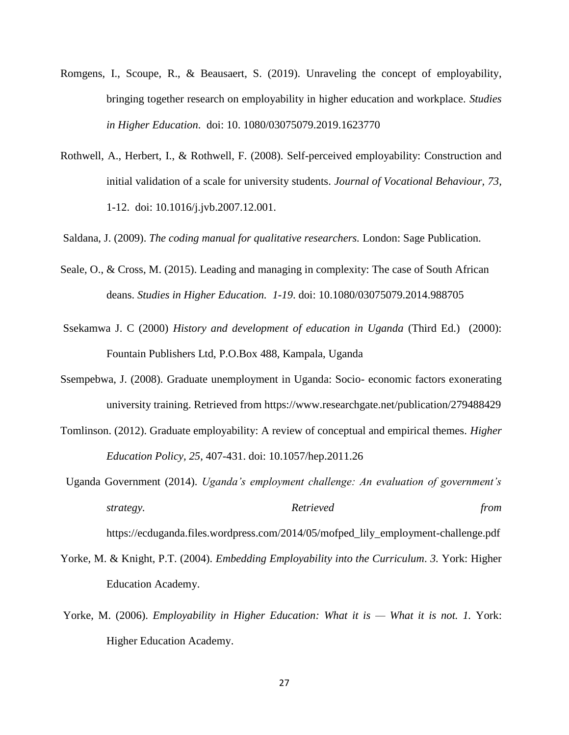Romgens, I., Scoupe, R., & Beausaert, S. (2019). Unraveling the concept of employability, bringing together research on employability in higher education and workplace. *Studies in Higher Education*. doi: 10. 1080/03075079.2019.1623770

Rothwell, A., Herbert, I., & Rothwell, F. (2008). Self-perceived employability: Construction and initial validation of a scale for university students. *Journal of Vocational Behaviour*, *73*, 1-12. doi: 10.1016/j.jvb.2007.12.001.

Saldana, J. (2009). *The coding manual for qualitative researchers.* London: Sage Publication.

Seale, O., & Cross, M. (2015). Leading and managing in complexity: The case of South African deans. *Studies in Higher Education. 1-19*. doi: 10.1080/03075079.2014.988705

Ssekamwa J. C (2000) *History and development of education in Uganda* (Third Ed.) (2000): Fountain Publishers Ltd, P.O.Box 488, Kampala, Uganda

Ssempebwa, J. (2008). Graduate unemployment in Uganda: Socio- economic factors exonerating university training. Retrieved from https://www.researchgate.net/publication/279488429

Tomlinson. (2012). Graduate employability: A review of conceptual and empirical themes. *Higher Education Policy, 25,* 407-431. doi: 10.1057/hep.2011.26

Uganda Government (2014). *Uganda's employment challenge: An evaluation of government's strategy. Retrieved from* https://ecduganda.files.wordpress.com/2014/05/mofped_lily_employment-challenge.pdf

Yorke, M. & Knight, P.T. (2004). *Embedding Employability into the Curriculum*. *3.* York: Higher Education Academy.

Yorke, M. (2006). *Employability in Higher Education: What it is — What it is not. 1.* York: Higher Education Academy.